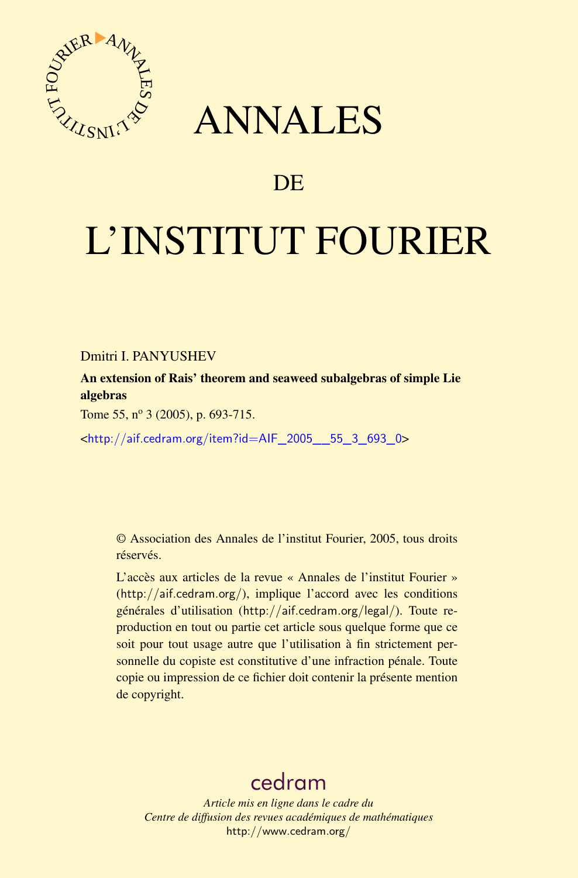# ANNALES

## DE

# L'INSTITUT FOURIER

Dmitri I. PANYUSHEV

**An extension of Rais' theorem and seaweed subalgebras of simple Lie algebras**

Tome 55, nº 3 (2005), p. 693-715.

<http://aif.cedram.org/item?id=AIF_2005__55_3_693_0>

© Association des Annales de l'institut Fourier, 2005, tous droits réservés.

L'accès aux articles de la revue « Annales de l'institut Fourier » (http://aif.cedram.org/), implique l'accord avec les conditions générales d'utilisation (http://aif.cedram.org/legal/). Toute reproduction en tout ou partie cet article sous quelque forme que ce soit pour tout usage autre que l'utilisation à fin strictement personnelle du copiste est constitutive d'une infraction pénale. Toute copie ou impression de ce fichier doit contenir la présente mention de copyright.

cedram

*Article mis en ligne dans le cadre du*
*Centre de diffusion des revues académiques de mathématiques*
http://www.cedram.org/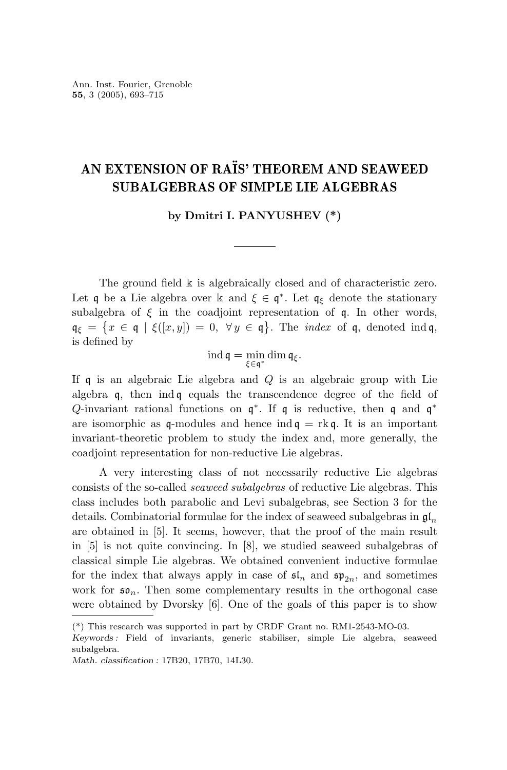# AN EXTENSION OF RAÏS' THEOREM AND SEAWEED SUBALGEBRAS OF SIMPLE LIE ALGEBRAS

**by Dmitri I. PANYUSHEV (*)**

---

The ground field $\Bbbk$ is algebraically closed and of characteristic zero. Let $\mathfrak{q}$ be a Lie algebra over $\Bbbk$ and $\xi \in \mathfrak{q}^*$. Let $\mathfrak{q}_\xi$ denote the stationary subalgebra of $\xi$ in the coadjoint representation of $\mathfrak{q}$. In other words, $\mathfrak{q}_\xi = \{x \in \mathfrak{q} \mid \xi([x,y]) = 0, \ \forall\, y \in \mathfrak{q}\}$. The *index* of $\mathfrak{q}$, denoted $\operatorname{ind}\mathfrak{q}$, is defined by

$$\operatorname{ind}\mathfrak{q} = \min_{\xi \in \mathfrak{q}^*} \dim \mathfrak{q}_\xi.$$

If $\mathfrak{q}$ is an algebraic Lie algebra and $Q$ is an algebraic group with Lie algebra $\mathfrak{q}$, then $\operatorname{ind}\mathfrak{q}$ equals the transcendence degree of the field of $Q$-invariant rational functions on $\mathfrak{q}^*$. If $\mathfrak{q}$ is reductive, then $\mathfrak{q}$ and $\mathfrak{q}^*$ are isomorphic as $\mathfrak{q}$-modules and hence $\operatorname{ind}\mathfrak{q} = \operatorname{rk}\mathfrak{q}$. It is an important invariant-theoretic problem to study the index and, more generally, the coadjoint representation for non-reductive Lie algebras.

A very interesting class of not necessarily reductive Lie algebras consists of the so-called *seaweed subalgebras* of reductive Lie algebras. This class includes both parabolic and Levi subalgebras, see Section 3 for the details. Combinatorial formulae for the index of seaweed subalgebras in $\mathfrak{gl}_n$ are obtained in [5]. It seems, however, that the proof of the main result in [5] is not quite convincing. In [8], we studied seaweed subalgebras of classical simple Lie algebras. We obtained convenient inductive formulae for the index that always apply in case of $\mathfrak{sl}_n$ and $\mathfrak{sp}_{2n}$, and sometimes work for $\mathfrak{so}_n$. Then some complementary results in the orthogonal case were obtained by Dvorsky [6]. One of the goals of this paper is to show

---

(*) This research was supported in part by CRDF Grant no. RM1-2543-MO-03.

*Keywords :* Field of invariants, generic stabiliser, simple Lie algebra, seaweed subalgebra.

*Math. classification :* 17B20, 17B70, 14L30.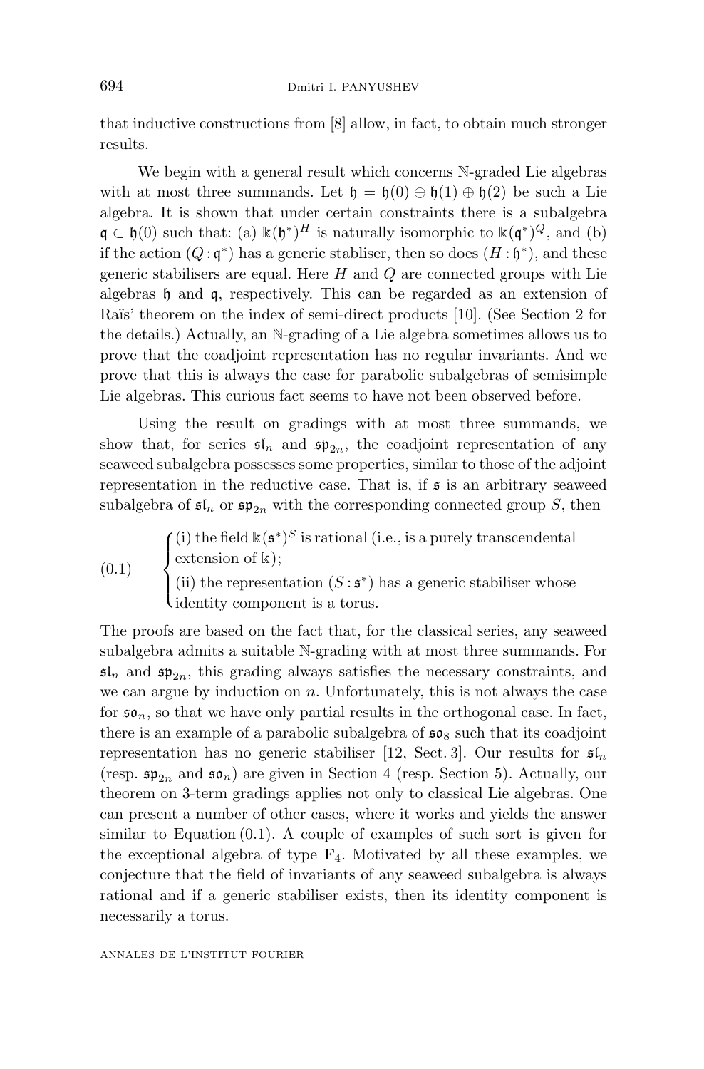that inductive constructions from [8] allow, in fact, to obtain much stronger results.

We begin with a general result which concerns $\mathbb{N}$-graded Lie algebras with at most three summands. Let $\mathfrak{h} = \mathfrak{h}(0) \oplus \mathfrak{h}(1) \oplus \mathfrak{h}(2)$ be such a Lie algebra. It is shown that under certain constraints there is a subalgebra $\mathfrak{q} \subset \mathfrak{h}(0)$ such that: (a) $\Bbbk(\mathfrak{h}^*)^H$ is naturally isomorphic to $\Bbbk(\mathfrak{q}^*)^Q$, and (b) if the action $(Q : \mathfrak{q}^*)$ has a generic stabiliser, then so does $(H : \mathfrak{h}^*)$, and these generic stabilisers are equal. Here $H$ and $Q$ are connected groups with Lie algebras $\mathfrak{h}$ and $\mathfrak{q}$, respectively. This can be regarded as an extension of Raïs' theorem on the index of semi-direct products [10]. (See Section 2 for the details.) Actually, an $\mathbb{N}$-grading of a Lie algebra sometimes allows us to prove that the coadjoint representation has no regular invariants. And we prove that this is always the case for parabolic subalgebras of semisimple Lie algebras. This curious fact seems to have not been observed before.

Using the result on gradings with at most three summands, we show that, for series $\mathfrak{sl}_n$ and $\mathfrak{sp}_{2n}$, the coadjoint representation of any seaweed subalgebra possesses some properties, similar to those of the adjoint representation in the reductive case. That is, if $\mathfrak{s}$ is an arbitrary seaweed subalgebra of $\mathfrak{sl}_n$ or $\mathfrak{sp}_{2n}$ with the corresponding connected group $S$, then

$$(0.1) \qquad \begin{cases} \text{(i) the field } \Bbbk(\mathfrak{s}^*)^S \text{ is rational (i.e., is a purely transcendental extension of } \Bbbk); \\ \text{(ii) the representation } (S : \mathfrak{s}^*) \text{ has a generic stabiliser whose identity component is a torus.} \end{cases}$$

The proofs are based on the fact that, for the classical series, any seaweed subalgebra admits a suitable $\mathbb{N}$-grading with at most three summands. For $\mathfrak{sl}_n$ and $\mathfrak{sp}_{2n}$, this grading always satisfies the necessary constraints, and we can argue by induction on $n$. Unfortunately, this is not always the case for $\mathfrak{so}_n$, so that we have only partial results in the orthogonal case. In fact, there is an example of a parabolic subalgebra of $\mathfrak{so}_8$ such that its coadjoint representation has no generic stabiliser [12, Sect. 3]. Our results for $\mathfrak{sl}_n$ (resp. $\mathfrak{sp}_{2n}$ and $\mathfrak{so}_n$) are given in Section 4 (resp. Section 5). Actually, our theorem on 3-term gradings applies not only to classical Lie algebras. One can present a number of other cases, where it works and yields the answer similar to Equation (0.1). A couple of examples of such sort is given for the exceptional algebra of type $\mathbf{F}_4$. Motivated by all these examples, we conjecture that the field of invariants of any seaweed subalgebra is always rational and if a generic stabiliser exists, then its identity component is necessarily a torus.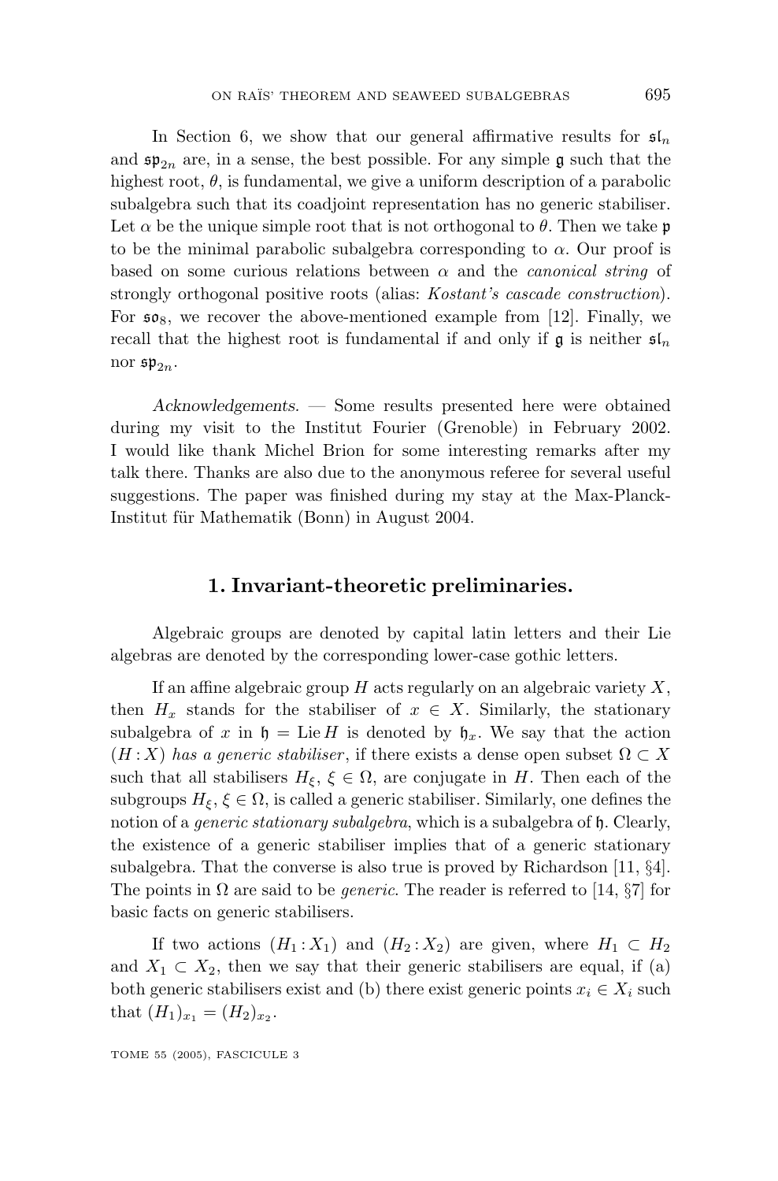In Section 6, we show that our general affirmative results for $\mathfrak{sl}_n$ and $\mathfrak{sp}_{2n}$ are, in a sense, the best possible. For any simple $\mathfrak{g}$ such that the highest root, $\theta$, is fundamental, we give a uniform description of a parabolic subalgebra such that its coadjoint representation has no generic stabiliser. Let $\alpha$ be the unique simple root that is not orthogonal to $\theta$. Then we take $\mathfrak{p}$ to be the minimal parabolic subalgebra corresponding to $\alpha$. Our proof is based on some curious relations between $\alpha$ and the *canonical string* of strongly orthogonal positive roots (alias: *Kostant's cascade construction*). For $\mathfrak{so}_8$, we recover the above-mentioned example from [12]. Finally, we recall that the highest root is fundamental if and only if $\mathfrak{g}$ is neither $\mathfrak{sl}_n$ nor $\mathfrak{sp}_{2n}$.

*Acknowledgements.* — Some results presented here were obtained during my visit to the Institut Fourier (Grenoble) in February 2002. I would like thank Michel Brion for some interesting remarks after my talk there. Thanks are also due to the anonymous referee for several useful suggestions. The paper was finished during my stay at the Max-Planck-Institut für Mathematik (Bonn) in August 2004.

## 1. Invariant-theoretic preliminaries.

Algebraic groups are denoted by capital latin letters and their Lie algebras are denoted by the corresponding lower-case gothic letters.

If an affine algebraic group $H$ acts regularly on an algebraic variety $X$, then $H_x$ stands for the stabiliser of $x \in X$. Similarly, the stationary subalgebra of $x$ in $\mathfrak{h} = \operatorname{Lie} H$ is denoted by $\mathfrak{h}_x$. We say that the action $(H : X)$ *has a generic stabiliser*, if there exists a dense open subset $\Omega \subset X$ such that all stabilisers $H_\xi$, $\xi \in \Omega$, are conjugate in $H$. Then each of the subgroups $H_\xi$, $\xi \in \Omega$, is called a generic stabiliser. Similarly, one defines the notion of a *generic stationary subalgebra*, which is a subalgebra of $\mathfrak{h}$. Clearly, the existence of a generic stabiliser implies that of a generic stationary subalgebra. That the converse is also true is proved by Richardson [11, §4]. The points in $\Omega$ are said to be *generic*. The reader is referred to [14, §7] for basic facts on generic stabilisers.

If two actions $(H_1 : X_1)$ and $(H_2 : X_2)$ are given, where $H_1 \subset H_2$ and $X_1 \subset X_2$, then we say that their generic stabilisers are equal, if (a) both generic stabilisers exist and (b) there exist generic points $x_i \in X_i$ such that $(H_1)_{x_1} = (H_2)_{x_2}$.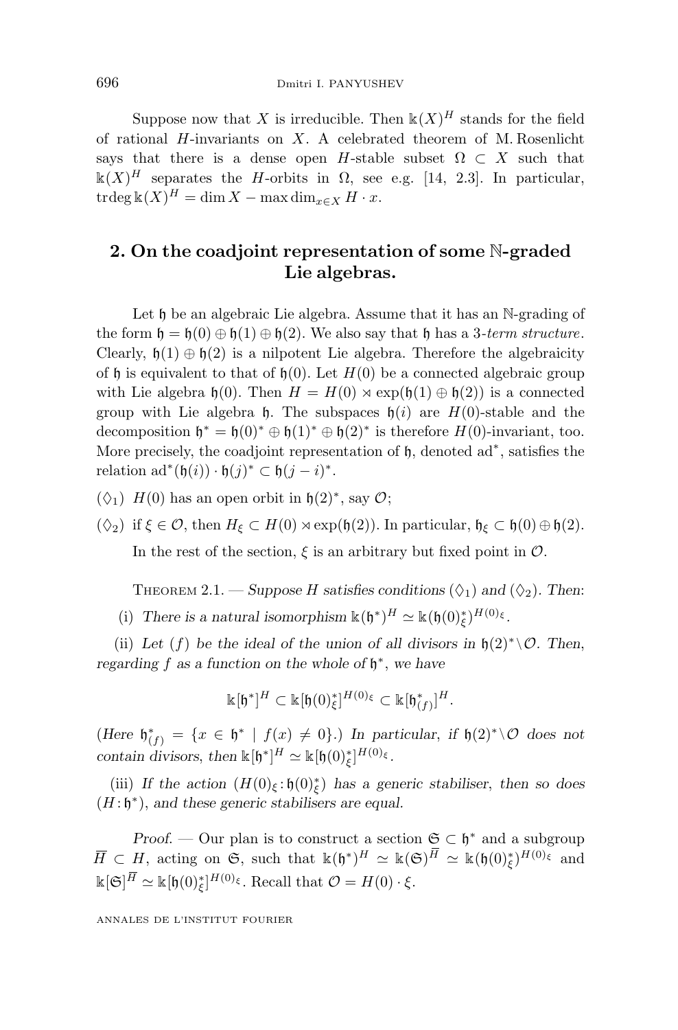Suppose now that $X$ is irreducible. Then $\Bbbk(X)^H$ stands for the field of rational $H$-invariants on $X$. A celebrated theorem of M. Rosenlicht says that there is a dense open $H$-stable subset $\Omega \subset X$ such that $\Bbbk(X)^H$ separates the $H$-orbits in $\Omega$, see e.g. [14, 2.3]. In particular, $\operatorname{trdeg} \Bbbk(X)^H = \dim X - \max\dim_{x\in X} H\cdot x$.

## 2. On the coadjoint representation of some $\mathbb{N}$-graded Lie algebras.

Let $\mathfrak{h}$ be an algebraic Lie algebra. Assume that it has an $\mathbb{N}$-grading of the form $\mathfrak{h} = \mathfrak{h}(0) \oplus \mathfrak{h}(1) \oplus \mathfrak{h}(2)$. We also say that $\mathfrak{h}$ has a *3-term structure*. Clearly, $\mathfrak{h}(1) \oplus \mathfrak{h}(2)$ is a nilpotent Lie algebra. Therefore the algebraicity of $\mathfrak{h}$ is equivalent to that of $\mathfrak{h}(0)$. Let $H(0)$ be a connected algebraic group with Lie algebra $\mathfrak{h}(0)$. Then $H = H(0) \ltimes \exp(\mathfrak{h}(1) \oplus \mathfrak{h}(2))$ is a connected group with Lie algebra $\mathfrak{h}$. The subspaces $\mathfrak{h}(i)$ are $H(0)$-stable and the decomposition $\mathfrak{h}^* = \mathfrak{h}(0)^* \oplus \mathfrak{h}(1)^* \oplus \mathfrak{h}(2)^*$ is therefore $H(0)$-invariant, too. More precisely, the coadjoint representation of $\mathfrak{h}$, denoted $\mathrm{ad}^*$, satisfies the relation $\mathrm{ad}^*(\mathfrak{h}(i)) \cdot \mathfrak{h}(j)^* \subset \mathfrak{h}(j-i)^*$.

($\Diamond_1$) $H(0)$ has an open orbit in $\mathfrak{h}(2)^*$, say $\mathcal{O}$;

($\Diamond_2$) if $\xi \in \mathcal{O}$, then $H_\xi \subset H(0) \ltimes \exp(\mathfrak{h}(2))$. In particular, $\mathfrak{h}_\xi \subset \mathfrak{h}(0) \oplus \mathfrak{h}(2)$.

In the rest of the section, $\xi$ is an arbitrary but fixed point in $\mathcal{O}$.

Theorem 2.1. — *Suppose $H$ satisfies conditions ($\Diamond_1$) and ($\Diamond_2$). Then:*

(i) *There is a natural isomorphism $\Bbbk(\mathfrak{h}^*)^H \simeq \Bbbk(\mathfrak{h}(0)^*_\xi)^{H(0)_\xi}$.*

(ii) *Let $(f)$ be the ideal of the union of all divisors in $\mathfrak{h}(2)^* \setminus \mathcal{O}$. Then, regarding $f$ as a function on the whole of $\mathfrak{h}^*$, we have*

$$\Bbbk[\mathfrak{h}^*]^H \subset \Bbbk[\mathfrak{h}(0)^*_\xi]^{H(0)_\xi} \subset \Bbbk[\mathfrak{h}^*_{(f)}]^H.$$

*(Here $\mathfrak{h}^*_{(f)} = \{x \in \mathfrak{h}^* \mid f(x) \neq 0\}$.) In particular, if $\mathfrak{h}(2)^* \setminus \mathcal{O}$ does not contain divisors, then $\Bbbk[\mathfrak{h}^*]^H \simeq \Bbbk[\mathfrak{h}(0)^*_\xi]^{H(0)_\xi}$.*

(iii) *If the action $(H(0)_\xi : \mathfrak{h}(0)^*_\xi)$ has a generic stabiliser, then so does $(H : \mathfrak{h}^*)$, and these generic stabilisers are equal.*

*Proof.* — Our plan is to construct a section $\mathfrak{S} \subset \mathfrak{h}^*$ and a subgroup $\overline{H} \subset H$, acting on $\mathfrak{S}$, such that $\Bbbk(\mathfrak{h}^*)^H \simeq \Bbbk(\mathfrak{S})^{\overline{H}} \simeq \Bbbk(\mathfrak{h}(0)^*_\xi)^{H(0)_\xi}$ and $\Bbbk[\mathfrak{S}]^{\overline{H}} \simeq \Bbbk[\mathfrak{h}(0)^*_\xi]^{H(0)_\xi}$. Recall that $\mathcal{O} = H(0)\cdot\xi$.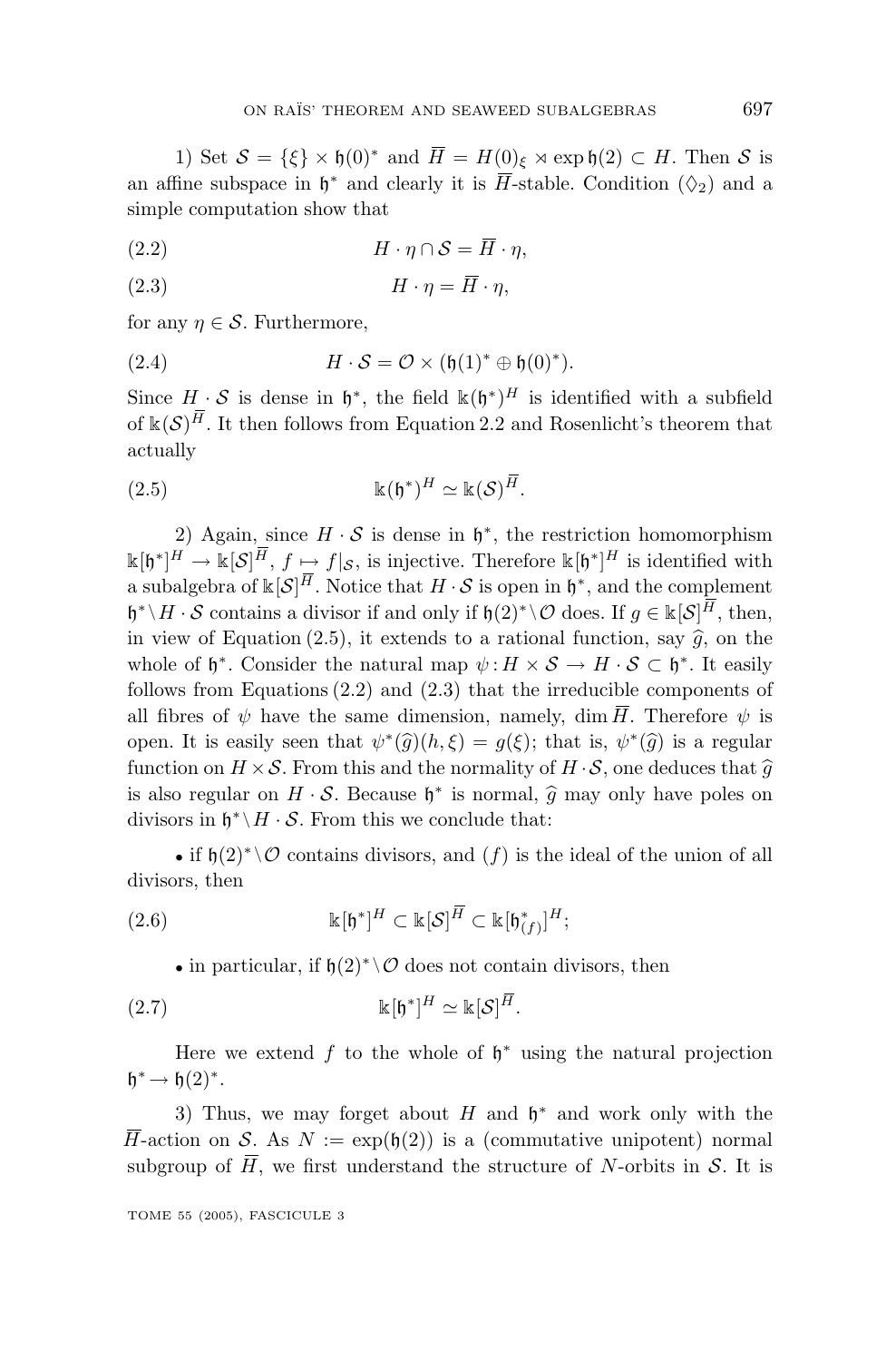1) Set $\mathcal{S} = \{\xi\} \times \mathfrak{h}(0)^*$ and $\overline{H} = H(0)_\xi \ltimes \exp \mathfrak{h}(2) \subset H$. Then $\mathcal{S}$ is an affine subspace in $\mathfrak{h}^*$ and clearly it is $\overline{H}$-stable. Condition ($\lozenge_2$) and a simple computation show that

$$H \cdot \eta \cap \mathcal{S} = \overline{H} \cdot \eta, \tag{2.2}$$

$$H \cdot \eta = \overline{H} \cdot \eta, \tag{2.3}$$

for any $\eta \in \mathcal{S}$. Furthermore,

$$H \cdot \mathcal{S} = \mathcal{O} \times (\mathfrak{h}(1)^* \oplus \mathfrak{h}(0)^*). \tag{2.4}$$

Since $H \cdot \mathcal{S}$ is dense in $\mathfrak{h}^*$, the field $\Bbbk(\mathfrak{h}^*)^H$ is identified with a subfield of $\Bbbk(\mathcal{S})^{\overline{H}}$. It then follows from Equation 2.2 and Rosenlicht's theorem that actually

$$\Bbbk(\mathfrak{h}^*)^H \simeq \Bbbk(\mathcal{S})^{\overline{H}}. \tag{2.5}$$

2) Again, since $H \cdot \mathcal{S}$ is dense in $\mathfrak{h}^*$, the restriction homomorphism $\Bbbk[\mathfrak{h}^*]^H \to \Bbbk[\mathcal{S}]^{\overline{H}}$, $f \mapsto f|_{\mathcal{S}}$, is injective. Therefore $\Bbbk[\mathfrak{h}^*]^H$ is identified with a subalgebra of $\Bbbk[\mathcal{S}]^{\overline{H}}$. Notice that $H \cdot \mathcal{S}$ is open in $\mathfrak{h}^*$, and the complement $\mathfrak{h}^* \backslash H \cdot \mathcal{S}$ contains a divisor if and only if $\mathfrak{h}(2)^* \backslash \mathcal{O}$ does. If $g \in \Bbbk[\mathcal{S}]^{\overline{H}}$, then, in view of Equation (2.5), it extends to a rational function, say $\widehat{g}$, on the whole of $\mathfrak{h}^*$. Consider the natural map $\psi : H \times \mathcal{S} \to H \cdot \mathcal{S} \subset \mathfrak{h}^*$. It easily follows from Equations (2.2) and (2.3) that the irreducible components of all fibres of $\psi$ have the same dimension, namely, $\dim \overline{H}$. Therefore $\psi$ is open. It is easily seen that $\psi^*(\widehat{g})(h, \xi) = g(\xi)$; that is, $\psi^*(\widehat{g})$ is a regular function on $H \times \mathcal{S}$. From this and the normality of $H \cdot \mathcal{S}$, one deduces that $\widehat{g}$ is also regular on $H \cdot \mathcal{S}$. Because $\mathfrak{h}^*$ is normal, $\widehat{g}$ may only have poles on divisors in $\mathfrak{h}^* \backslash H \cdot \mathcal{S}$. From this we conclude that:

- if $\mathfrak{h}(2)^* \backslash \mathcal{O}$ contains divisors, and $(f)$ is the ideal of the union of all divisors, then

$$\Bbbk[\mathfrak{h}^*]^H \subset \Bbbk[\mathcal{S}]^{\overline{H}} \subset \Bbbk[\mathfrak{h}^*_{(f)}]^H; \tag{2.6}$$

- in particular, if $\mathfrak{h}(2)^* \backslash \mathcal{O}$ does not contain divisors, then

$$\Bbbk[\mathfrak{h}^*]^H \simeq \Bbbk[\mathcal{S}]^{\overline{H}}. \tag{2.7}$$

Here we extend $f$ to the whole of $\mathfrak{h}^*$ using the natural projection $\mathfrak{h}^* \to \mathfrak{h}(2)^*$.

3) Thus, we may forget about $H$ and $\mathfrak{h}^*$ and work only with the $\overline{H}$-action on $\mathcal{S}$. As $N := \exp(\mathfrak{h}(2))$ is a (commutative unipotent) normal subgroup of $\overline{H}$, we first understand the structure of $N$-orbits in $\mathcal{S}$. It is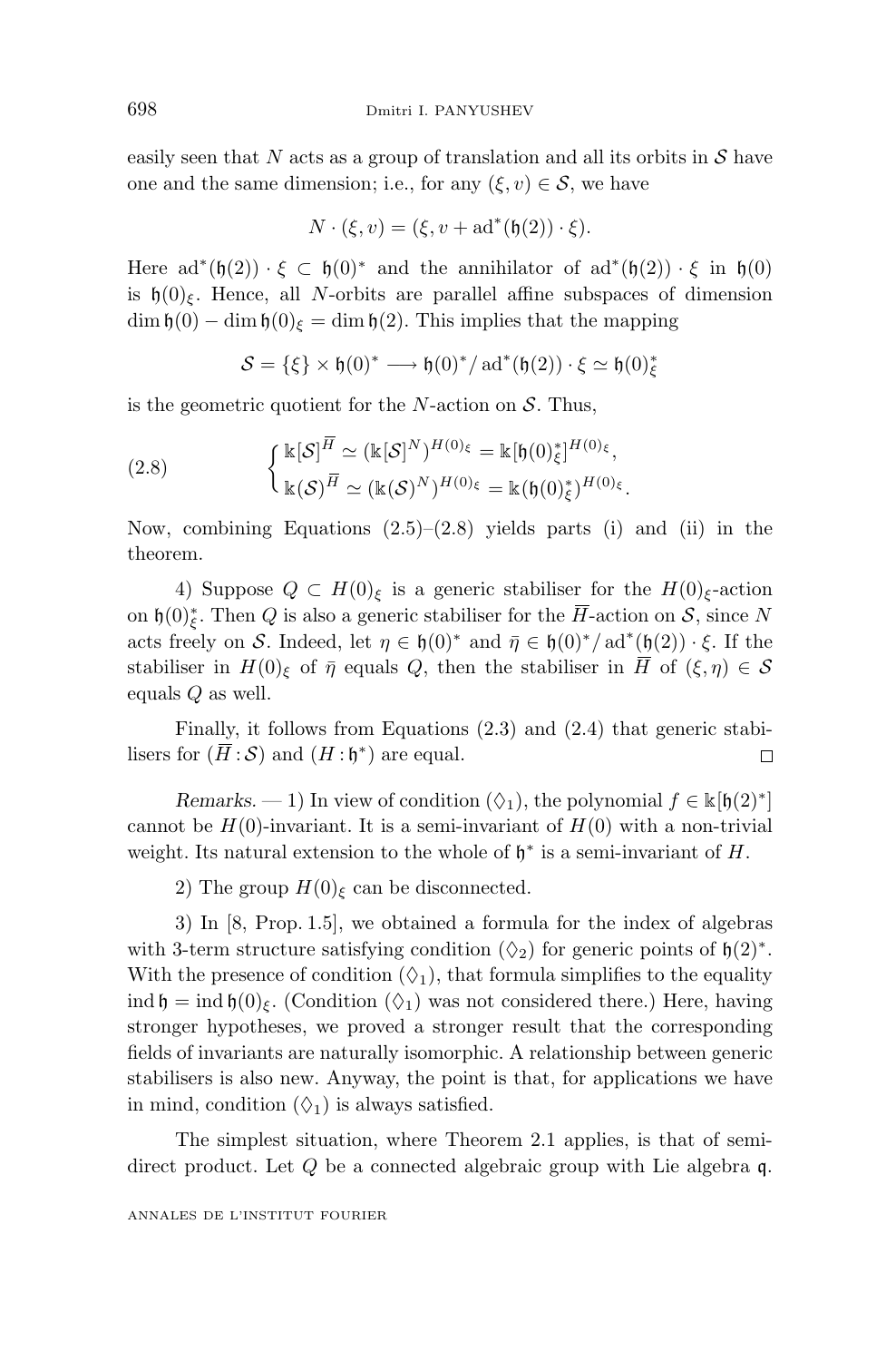easily seen that $N$ acts as a group of translation and all its orbits in $\mathcal{S}$ have one and the same dimension; i.e., for any $(\xi, v) \in \mathcal{S}$, we have

$$N \cdot (\xi, v) = (\xi, v + \mathrm{ad}^*(\mathfrak{h}(2)) \cdot \xi).$$

Here $\mathrm{ad}^*(\mathfrak{h}(2)) \cdot \xi \subset \mathfrak{h}(0)^*$ and the annihilator of $\mathrm{ad}^*(\mathfrak{h}(2)) \cdot \xi$ in $\mathfrak{h}(0)$ is $\mathfrak{h}(0)_\xi$. Hence, all $N$-orbits are parallel affine subspaces of dimension $\dim \mathfrak{h}(0) - \dim \mathfrak{h}(0)_\xi = \dim \mathfrak{h}(2)$. This implies that the mapping

$$\mathcal{S} = \{\xi\} \times \mathfrak{h}(0)^* \longrightarrow \mathfrak{h}(0)^* / \mathrm{ad}^*(\mathfrak{h}(2)) \cdot \xi \simeq \mathfrak{h}(0)^*_\xi$$

is the geometric quotient for the $N$-action on $\mathcal{S}$. Thus,

$$(2.8) \qquad \begin{cases} \Bbbk[\mathcal{S}]^{\overline{H}} \simeq (\Bbbk[\mathcal{S}]^N)^{H(0)_\xi} = \Bbbk[\mathfrak{h}(0)^*_\xi]^{H(0)_\xi}, \\ \Bbbk(\mathcal{S})^{\overline{H}} \simeq (\Bbbk(\mathcal{S})^N)^{H(0)_\xi} = \Bbbk(\mathfrak{h}(0)^*_\xi)^{H(0)_\xi}. \end{cases}$$

Now, combining Equations (2.5)–(2.8) yields parts (i) and (ii) in the theorem.

4) Suppose $Q \subset H(0)_\xi$ is a generic stabiliser for the $H(0)_\xi$-action on $\mathfrak{h}(0)^*_\xi$. Then $Q$ is also a generic stabiliser for the $\overline{H}$-action on $\mathcal{S}$, since $N$ acts freely on $\mathcal{S}$. Indeed, let $\eta \in \mathfrak{h}(0)^*$ and $\bar{\eta} \in \mathfrak{h}(0)^*/\mathrm{ad}^*(\mathfrak{h}(2)) \cdot \xi$. If the stabiliser in $H(0)_\xi$ of $\bar{\eta}$ equals $Q$, then the stabiliser in $\overline{H}$ of $(\xi, \eta) \in \mathcal{S}$ equals $Q$ as well.

Finally, it follows from Equations (2.3) and (2.4) that generic stabilisers for $(\overline{H} : \mathcal{S})$ and $(H : \mathfrak{h}^*)$ are equal. $\square$

*Remarks.* — 1) In view of condition $(\lozenge_1)$, the polynomial $f \in \Bbbk[\mathfrak{h}(2)^*]$ cannot be $H(0)$-invariant. It is a semi-invariant of $H(0)$ with a non-trivial weight. Its natural extension to the whole of $\mathfrak{h}^*$ is a semi-invariant of $H$.

2) The group $H(0)_\xi$ can be disconnected.

3) In [8, Prop. 1.5], we obtained a formula for the index of algebras with 3-term structure satisfying condition $(\lozenge_2)$ for generic points of $\mathfrak{h}(2)^*$. With the presence of condition $(\lozenge_1)$, that formula simplifies to the equality $\mathrm{ind}\, \mathfrak{h} = \mathrm{ind}\, \mathfrak{h}(0)_\xi$. (Condition $(\lozenge_1)$ was not considered there.) Here, having stronger hypotheses, we proved a stronger result that the corresponding fields of invariants are naturally isomorphic. A relationship between generic stabilisers is also new. Anyway, the point is that, for applications we have in mind, condition $(\lozenge_1)$ is always satisfied.

The simplest situation, where Theorem 2.1 applies, is that of semi-direct product. Let $Q$ be a connected algebraic group with Lie algebra $\mathfrak{q}$.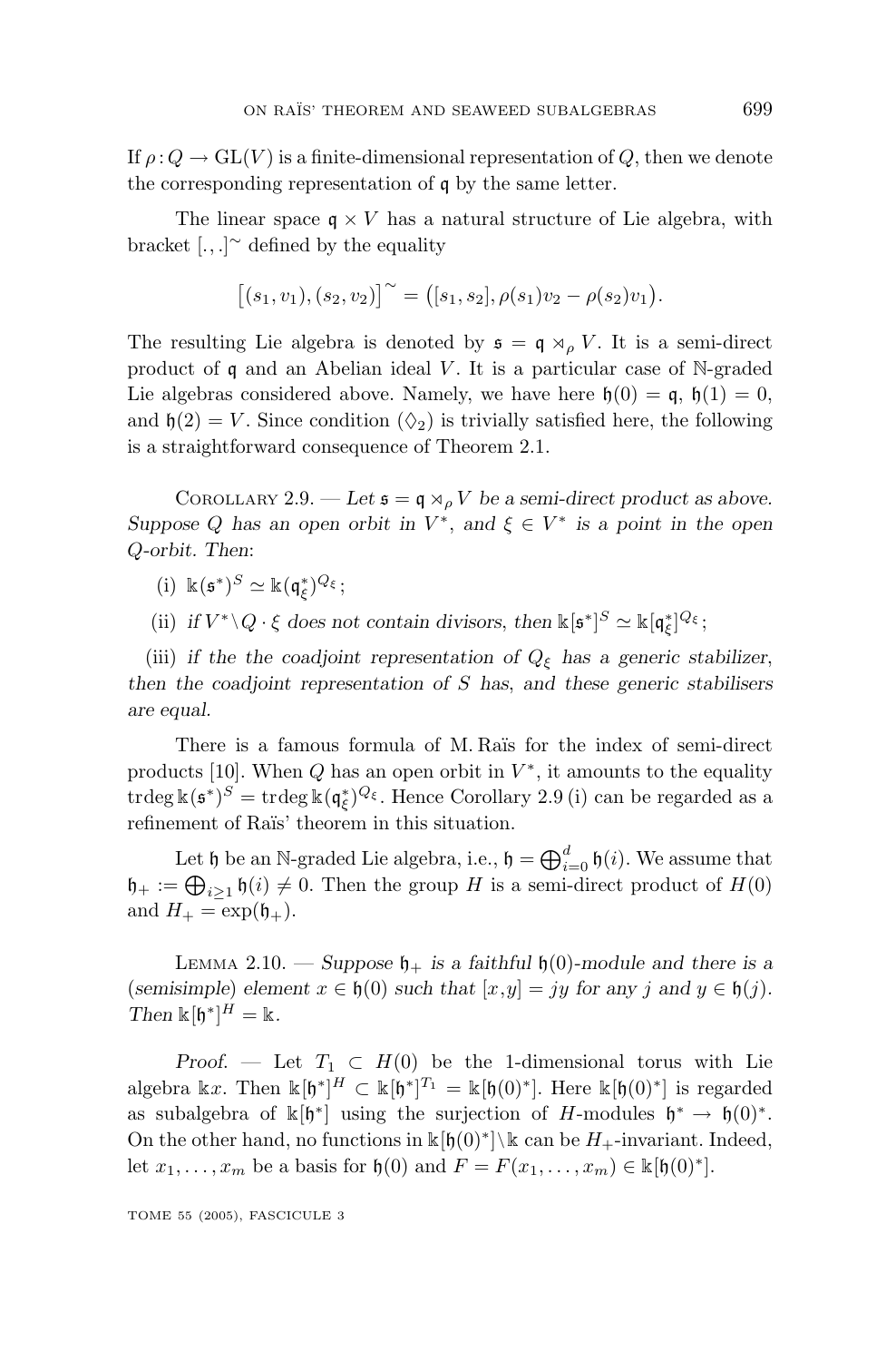If $\rho: Q \to \mathrm{GL}(V)$ is a finite-dimensional representation of $Q$, then we denote the corresponding representation of $\mathfrak{q}$ by the same letter.

The linear space $\mathfrak{q} \times V$ has a natural structure of Lie algebra, with bracket $[.,.]^\sim$ defined by the equality

$$\big[(s_1, v_1), (s_2, v_2)\big]^\sim = \big([s_1, s_2], \rho(s_1)v_2 - \rho(s_2)v_1\big).$$

The resulting Lie algebra is denoted by $\mathfrak{s} = \mathfrak{q} \ltimes_\rho V$. It is a semi-direct product of $\mathfrak{q}$ and an Abelian ideal $V$. It is a particular case of $\mathbb{N}$-graded Lie algebras considered above. Namely, we have here $\mathfrak{h}(0) = \mathfrak{q}$, $\mathfrak{h}(1) = 0$, and $\mathfrak{h}(2) = V$. Since condition $(\Diamond_2)$ is trivially satisfied here, the following is a straightforward consequence of Theorem 2.1.

Corollary 2.9. — *Let $\mathfrak{s} = \mathfrak{q} \ltimes_\rho V$ be a semi-direct product as above. Suppose $Q$ has an open orbit in $V^*$, and $\xi \in V^*$ is a point in the open $Q$-orbit. Then*:

(i) $\Bbbk(\mathfrak{s}^*)^S \simeq \Bbbk(\mathfrak{q}^*_\xi)^{Q_\xi}$;

(ii) *if $V^* \setminus Q \cdot \xi$ does not contain divisors, then* $\Bbbk[\mathfrak{s}^*]^S \simeq \Bbbk[\mathfrak{q}^*_\xi]^{Q_\xi}$;

(iii) *if the the coadjoint representation of $Q_\xi$ has a generic stabilizer, then the coadjoint representation of $S$ has, and these generic stabilisers are equal.*

There is a famous formula of M. Raïs for the index of semi-direct products [10]. When $Q$ has an open orbit in $V^*$, it amounts to the equality $\operatorname{trdeg} \Bbbk(\mathfrak{s}^*)^S = \operatorname{trdeg} \Bbbk(\mathfrak{q}^*_\xi)^{Q_\xi}$. Hence Corollary 2.9 (i) can be regarded as a refinement of Raïs' theorem in this situation.

Let $\mathfrak{h}$ be an $\mathbb{N}$-graded Lie algebra, i.e., $\mathfrak{h} = \bigoplus_{i=0}^{d} \mathfrak{h}(i)$. We assume that $\mathfrak{h}_+ := \bigoplus_{i \geq 1} \mathfrak{h}(i) \neq 0$. Then the group $H$ is a semi-direct product of $H(0)$ and $H_+ = \exp(\mathfrak{h}_+)$.

Lemma 2.10. — *Suppose $\mathfrak{h}_+$ is a faithful $\mathfrak{h}(0)$-module and there is a (semisimple) element $x \in \mathfrak{h}(0)$ such that $[x, y] = jy$ for any $j$ and $y \in \mathfrak{h}(j)$. Then* $\Bbbk[\mathfrak{h}^*]^H = \Bbbk$.

*Proof.* — Let $T_1 \subset H(0)$ be the 1-dimensional torus with Lie algebra $\Bbbk x$. Then $\Bbbk[\mathfrak{h}^*]^H \subset \Bbbk[\mathfrak{h}^*]^{T_1} = \Bbbk[\mathfrak{h}(0)^*]$. Here $\Bbbk[\mathfrak{h}(0)^*]$ is regarded as subalgebra of $\Bbbk[\mathfrak{h}^*]$ using the surjection of $H$-modules $\mathfrak{h}^* \to \mathfrak{h}(0)^*$. On the other hand, no functions in $\Bbbk[\mathfrak{h}(0)^*] \setminus \Bbbk$ can be $H_+$-invariant. Indeed, let $x_1, \ldots, x_m$ be a basis for $\mathfrak{h}(0)$ and $F = F(x_1, \ldots, x_m) \in \Bbbk[\mathfrak{h}(0)^*]$.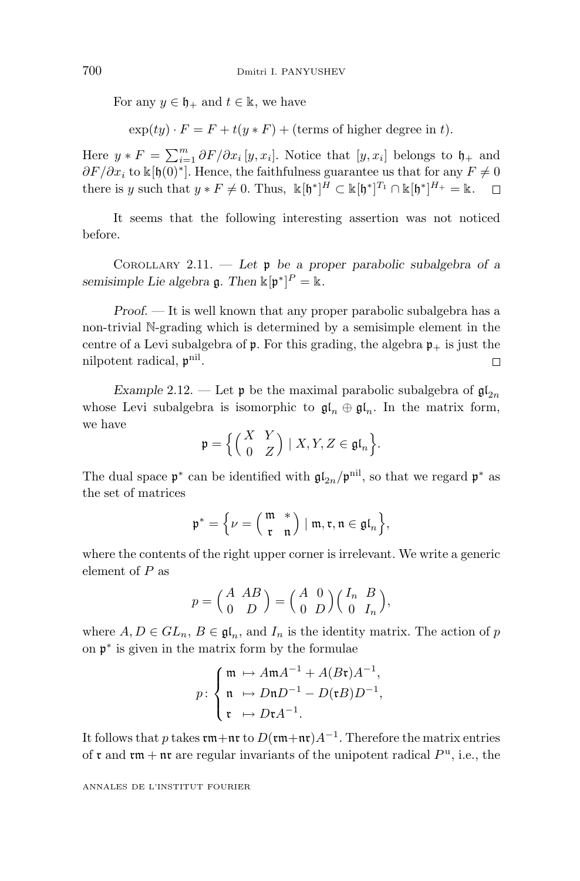For any $y \in \mathfrak{h}_+$ and $t \in \Bbbk$, we have

$$\exp(ty) \cdot F = F + t(y * F) + (\text{terms of higher degree in } t).$$

Here $y * F = \sum_{i=1}^{m} \partial F/\partial x_i \, [y, x_i]$. Notice that $[y, x_i]$ belongs to $\mathfrak{h}_+$ and $\partial F/\partial x_i$ to $\Bbbk[\mathfrak{h}(0)^*]$. Hence, the faithfulness guarantee us that for any $F \neq 0$ there is $y$ such that $y * F \neq 0$. Thus, $\Bbbk[\mathfrak{h}^*]^H \subset \Bbbk[\mathfrak{h}^*]^{T_1} \cap \Bbbk[\mathfrak{h}^*]^{H_+} = \Bbbk$. $\square$

It seems that the following interesting assertion was not noticed before.

Corollary 2.11. — *Let $\mathfrak{p}$ be a proper parabolic subalgebra of a semisimple Lie algebra $\mathfrak{g}$. Then $\Bbbk[\mathfrak{p}^*]^P = \Bbbk$.*

*Proof.* — It is well known that any proper parabolic subalgebra has a non-trivial $\mathbb{N}$-grading which is determined by a semisimple element in the centre of a Levi subalgebra of $\mathfrak{p}$. For this grading, the algebra $\mathfrak{p}_+$ is just the nilpotent radical, $\mathfrak{p}^{\mathrm{nil}}$. $\square$

*Example* 2.12. — Let $\mathfrak{p}$ be the maximal parabolic subalgebra of $\mathfrak{gl}_{2n}$ whose Levi subalgebra is isomorphic to $\mathfrak{gl}_n \oplus \mathfrak{gl}_n$. In the matrix form, we have

$$\mathfrak{p} = \Big\{ \begin{pmatrix} X & Y \\ 0 & Z \end{pmatrix} \mid X, Y, Z \in \mathfrak{gl}_n \Big\}.$$

The dual space $\mathfrak{p}^*$ can be identified with $\mathfrak{gl}_{2n}/\mathfrak{p}^{\mathrm{nil}}$, so that we regard $\mathfrak{p}^*$ as the set of matrices

$$\mathfrak{p}^* = \Big\{ \nu = \begin{pmatrix} \mathfrak{m} & * \\ \mathfrak{r} & \mathfrak{n} \end{pmatrix} \mid \mathfrak{m}, \mathfrak{r}, \mathfrak{n} \in \mathfrak{gl}_n \Big\},$$

where the contents of the right upper corner is irrelevant. We write a generic element of $P$ as

$$p = \begin{pmatrix} A & AB \\ 0 & D \end{pmatrix} = \begin{pmatrix} A & 0 \\ 0 & D \end{pmatrix} \begin{pmatrix} I_n & B \\ 0 & I_n \end{pmatrix},$$

where $A, D \in GL_n$, $B \in \mathfrak{gl}_n$, and $I_n$ is the identity matrix. The action of $p$ on $\mathfrak{p}^*$ is given in the matrix form by the formulae

$$p \colon \begin{cases} \mathfrak{m} \mapsto A\mathfrak{m}A^{-1} + A(B\mathfrak{r})A^{-1}, \\ \mathfrak{n} \mapsto D\mathfrak{n}D^{-1} - D(\mathfrak{r}B)D^{-1}, \\ \mathfrak{r} \mapsto D\mathfrak{r}A^{-1}. \end{cases}$$

It follows that $p$ takes $\mathfrak{r}\mathfrak{m} + \mathfrak{n}\mathfrak{r}$ to $D(\mathfrak{r}\mathfrak{m} + \mathfrak{n}\mathfrak{r})A^{-1}$. Therefore the matrix entries of $\mathfrak{r}$ and $\mathfrak{r}\mathfrak{m} + \mathfrak{n}\mathfrak{r}$ are regular invariants of the unipotent radical $P^{\mathrm{u}}$, i.e., the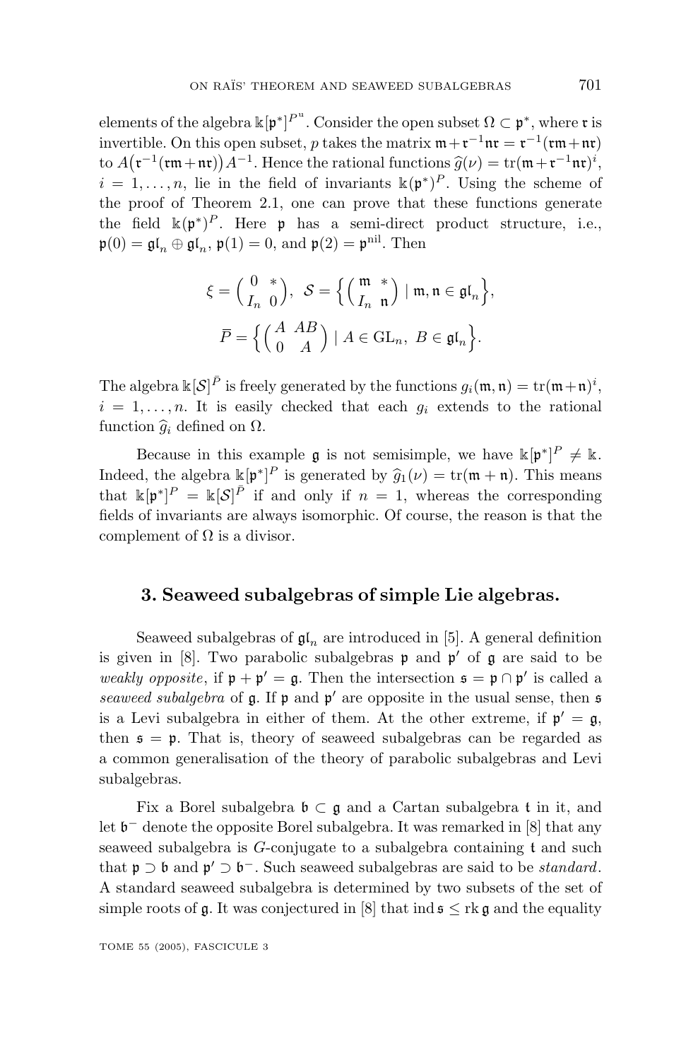elements of the algebra $\Bbbk[\mathfrak{p}^*]^{P^{\mathrm{u}}}$. Consider the open subset $\Omega \subset \mathfrak{p}^*$, where $\mathfrak{r}$ is invertible. On this open subset, $p$ takes the matrix $\mathfrak{m}+\mathfrak{r}^{-1}\mathfrak{n}\mathfrak{r} = \mathfrak{r}^{-1}(\mathfrak{r}\mathfrak{m}+\mathfrak{n}\mathfrak{r})$ to $A\big(\mathfrak{r}^{-1}(\mathfrak{r}\mathfrak{m}+\mathfrak{n}\mathfrak{r})\big)A^{-1}$. Hence the rational functions $\widehat{g}(\nu) = \mathrm{tr}(\mathfrak{m}+\mathfrak{r}^{-1}\mathfrak{n}\mathfrak{r})^i$, $i = 1,\ldots,n$, lie in the field of invariants $\Bbbk(\mathfrak{p}^*)^P$. Using the scheme of the proof of Theorem 2.1, one can prove that these functions generate the field $\Bbbk(\mathfrak{p}^*)^P$. Here $\mathfrak{p}$ has a semi-direct product structure, i.e., $\mathfrak{p}(0) = \mathfrak{gl}_n \oplus \mathfrak{gl}_n$, $\mathfrak{p}(1) = 0$, and $\mathfrak{p}(2) = \mathfrak{p}^{\mathrm{nil}}$. Then

$$\xi = \begin{pmatrix} 0 & * \\ I_n & 0 \end{pmatrix},\ \ \mathcal{S} = \Big\{ \begin{pmatrix} \mathfrak{m} & * \\ I_n & \mathfrak{n} \end{pmatrix} \mid \mathfrak{m},\mathfrak{n} \in \mathfrak{gl}_n \Big\},$$

$$\bar{P} = \Big\{ \begin{pmatrix} A & AB \\ 0 & A \end{pmatrix} \mid A \in \mathrm{GL}_n,\ B \in \mathfrak{gl}_n \Big\}.$$

The algebra $\Bbbk[\mathcal{S}]^{\bar{P}}$ is freely generated by the functions $g_i(\mathfrak{m},\mathfrak{n}) = \mathrm{tr}(\mathfrak{m}+\mathfrak{n})^i$, $i = 1,\ldots,n$. It is easily checked that each $g_i$ extends to the rational function $\widehat{g}_i$ defined on $\Omega$.

Because in this example $\mathfrak{g}$ is not semisimple, we have $\Bbbk[\mathfrak{p}^*]^P \neq \Bbbk$. Indeed, the algebra $\Bbbk[\mathfrak{p}^*]^P$ is generated by $\widehat{g}_1(\nu) = \mathrm{tr}(\mathfrak{m}+\mathfrak{n})$. This means that $\Bbbk[\mathfrak{p}^*]^P = \Bbbk[\mathcal{S}]^{\bar{P}}$ if and only if $n = 1$, whereas the corresponding fields of invariants are always isomorphic. Of course, the reason is that the complement of $\Omega$ is a divisor.

## 3. Seaweed subalgebras of simple Lie algebras.

Seaweed subalgebras of $\mathfrak{gl}_n$ are introduced in [5]. A general definition is given in [8]. Two parabolic subalgebras $\mathfrak{p}$ and $\mathfrak{p}'$ of $\mathfrak{g}$ are said to be *weakly opposite*, if $\mathfrak{p}+\mathfrak{p}' = \mathfrak{g}$. Then the intersection $\mathfrak{s} = \mathfrak{p} \cap \mathfrak{p}'$ is called a *seaweed subalgebra* of $\mathfrak{g}$. If $\mathfrak{p}$ and $\mathfrak{p}'$ are opposite in the usual sense, then $\mathfrak{s}$ is a Levi subalgebra in either of them. At the other extreme, if $\mathfrak{p}' = \mathfrak{g}$, then $\mathfrak{s} = \mathfrak{p}$. That is, theory of seaweed subalgebras can be regarded as a common generalisation of the theory of parabolic subalgebras and Levi subalgebras.

Fix a Borel subalgebra $\mathfrak{b} \subset \mathfrak{g}$ and a Cartan subalgebra $\mathfrak{t}$ in it, and let $\mathfrak{b}^-$ denote the opposite Borel subalgebra. It was remarked in [8] that any seaweed subalgebra is $G$-conjugate to a subalgebra containing $\mathfrak{t}$ and such that $\mathfrak{p} \supset \mathfrak{b}$ and $\mathfrak{p}' \supset \mathfrak{b}^-$. Such seaweed subalgebras are said to be *standard*. A standard seaweed subalgebra is determined by two subsets of the set of simple roots of $\mathfrak{g}$. It was conjectured in [8] that $\mathrm{ind}\,\mathfrak{s} \le \mathrm{rk}\,\mathfrak{g}$ and the equality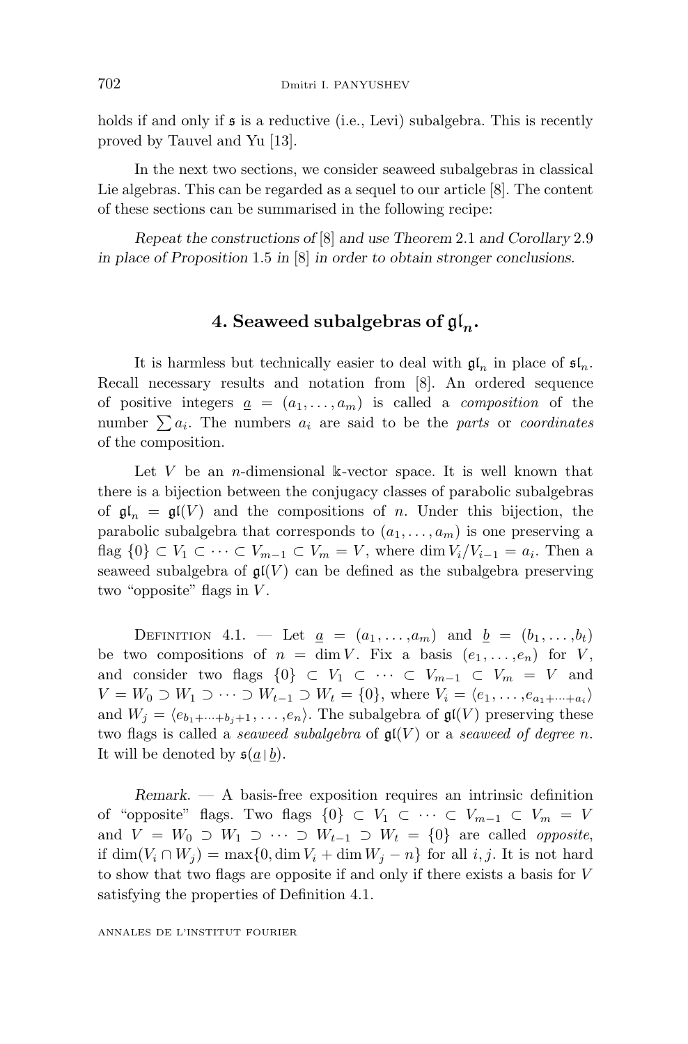holds if and only if $\mathfrak{s}$ is a reductive (i.e., Levi) subalgebra. This is recently proved by Tauvel and Yu [13].

In the next two sections, we consider seaweed subalgebras in classical Lie algebras. This can be regarded as a sequel to our article [8]. The content of these sections can be summarised in the following recipe:

*Repeat the constructions of* [8] *and use Theorem* 2.1 *and Corollary* 2.9 *in place of Proposition* 1.5 *in* [8] *in order to obtain stronger conclusions.*

## 4. Seaweed subalgebras of $\mathfrak{gl}_n$.

It is harmless but technically easier to deal with $\mathfrak{gl}_n$ in place of $\mathfrak{sl}_n$. Recall necessary results and notation from [8]. An ordered sequence of positive integers $\underline{a} = (a_1, \dots, a_m)$ is called a *composition* of the number $\sum a_i$. The numbers $a_i$ are said to be the *parts* or *coordinates* of the composition.

Let $V$ be an $n$-dimensional $\Bbbk$-vector space. It is well known that there is a bijection between the conjugacy classes of parabolic subalgebras of $\mathfrak{gl}_n = \mathfrak{gl}(V)$ and the compositions of $n$. Under this bijection, the parabolic subalgebra that corresponds to $(a_1, \dots, a_m)$ is one preserving a flag $\{0\} \subset V_1 \subset \cdots \subset V_{m-1} \subset V_m = V$, where $\dim V_i/V_{i-1} = a_i$. Then a seaweed subalgebra of $\mathfrak{gl}(V)$ can be defined as the subalgebra preserving two "opposite" flags in $V$.

Definition 4.1. — Let $\underline{a} = (a_1, \dots, a_m)$ and $\underline{b} = (b_1, \dots, b_t)$ be two compositions of $n = \dim V$. Fix a basis $(e_1, \dots, e_n)$ for $V$, and consider two flags $\{0\} \subset V_1 \subset \cdots \subset V_{m-1} \subset V_m = V$ and $V = W_0 \supset W_1 \supset \cdots \supset W_{t-1} \supset W_t = \{0\}$, where $V_i = \langle e_1, \dots, e_{a_1+\cdots+a_i}\rangle$ and $W_j = \langle e_{b_1+\cdots+b_j+1}, \dots, e_n\rangle$. The subalgebra of $\mathfrak{gl}(V)$ preserving these two flags is called a *seaweed subalgebra* of $\mathfrak{gl}(V)$ or a *seaweed of degree* $n$. It will be denoted by $\mathfrak{s}(\underline{a} \,|\, \underline{b})$.

*Remark.* — A basis-free exposition requires an intrinsic definition of "opposite" flags. Two flags $\{0\} \subset V_1 \subset \cdots \subset V_{m-1} \subset V_m = V$ and $V = W_0 \supset W_1 \supset \cdots \supset W_{t-1} \supset W_t = \{0\}$ are called *opposite*, if $\dim(V_i \cap W_j) = \max\{0, \dim V_i + \dim W_j - n\}$ for all $i, j$. It is not hard to show that two flags are opposite if and only if there exists a basis for $V$ satisfying the properties of Definition 4.1.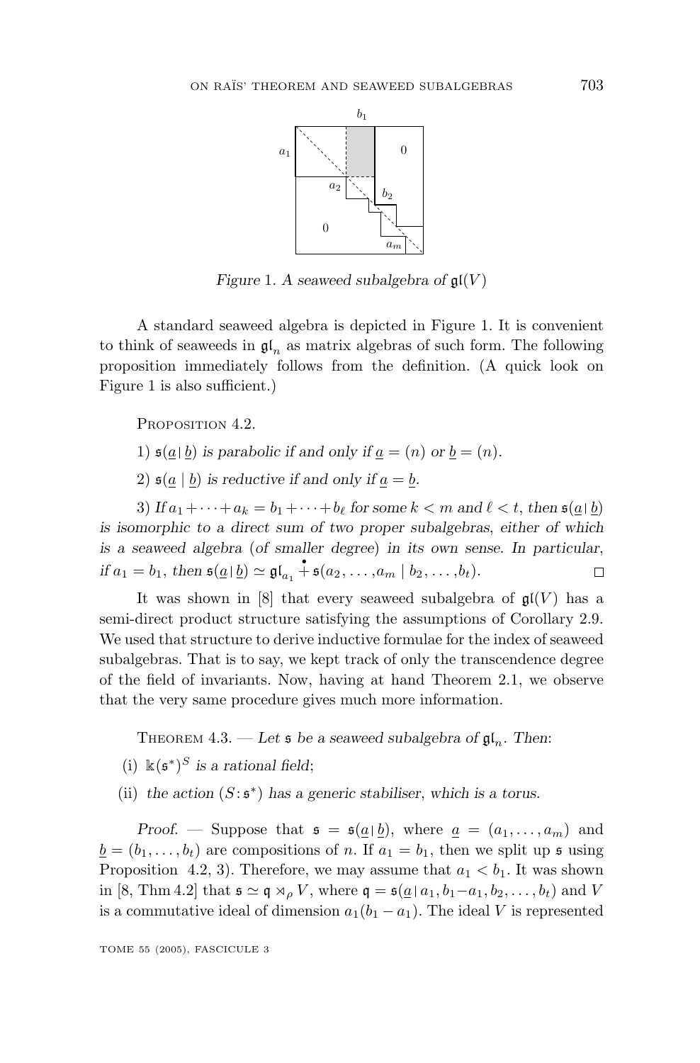*Figure 1. A seaweed subalgebra of $\mathfrak{gl}(V)$*

A standard seaweed algebra is depicted in Figure 1. It is convenient to think of seaweeds in $\mathfrak{gl}_n$ as matrix algebras of such form. The following proposition immediately follows from the definition. (A quick look on Figure 1 is also sufficient.)

PROPOSITION 4.2.

1) *$\mathfrak{s}(\underline{a} \,|\, \underline{b})$ is parabolic if and only if $\underline{a} = (n)$ or $\underline{b} = (n)$.*

2) *$\mathfrak{s}(\underline{a} \mid \underline{b})$ is reductive if and only if $\underline{a} = \underline{b}$.*

3) *If $a_1 + \cdots + a_k = b_1 + \cdots + b_\ell$ for some $k < m$ and $\ell < t$, then $\mathfrak{s}(\underline{a} \,|\, \underline{b})$ is isomorphic to a direct sum of two proper subalgebras, either of which is a seaweed algebra (of smaller degree) in its own sense. In particular, if $a_1 = b_1$, then $\mathfrak{s}(\underline{a} \,|\, \underline{b}) \simeq \mathfrak{gl}_{a_1} \dot{+} \mathfrak{s}(a_2, \ldots, a_m \mid b_2, \ldots, b_t)$.* □

It was shown in [8] that every seaweed subalgebra of $\mathfrak{gl}(V)$ has a semi-direct product structure satisfying the assumptions of Corollary 2.9. We used that structure to derive inductive formulae for the index of seaweed subalgebras. That is to say, we kept track of only the transcendence degree of the field of invariants. Now, having at hand Theorem 2.1, we observe that the very same procedure gives much more information.

THEOREM 4.3. — *Let $\mathfrak{s}$ be a seaweed subalgebra of $\mathfrak{gl}_n$. Then:*

(i) *$\Bbbk(\mathfrak{s}^*)^S$ is a rational field;*

(ii) *the action $(S : \mathfrak{s}^*)$ has a generic stabiliser, which is a torus.*

*Proof.* — Suppose that $\mathfrak{s} = \mathfrak{s}(\underline{a} \,|\, \underline{b})$, where $\underline{a} = (a_1, \ldots, a_m)$ and $\underline{b} = (b_1, \ldots, b_t)$ are compositions of $n$. If $a_1 = b_1$, then we split up $\mathfrak{s}$ using Proposition 4.2, 3). Therefore, we may assume that $a_1 < b_1$. It was shown in [8, Thm 4.2] that $\mathfrak{s} \simeq \mathfrak{q} \rtimes_\rho V$, where $\mathfrak{q} = \mathfrak{s}(\underline{a} \,|\, a_1, b_1 - a_1, b_2, \ldots, b_t)$ and $V$ is a commutative ideal of dimension $a_1(b_1 - a_1)$. The ideal $V$ is represented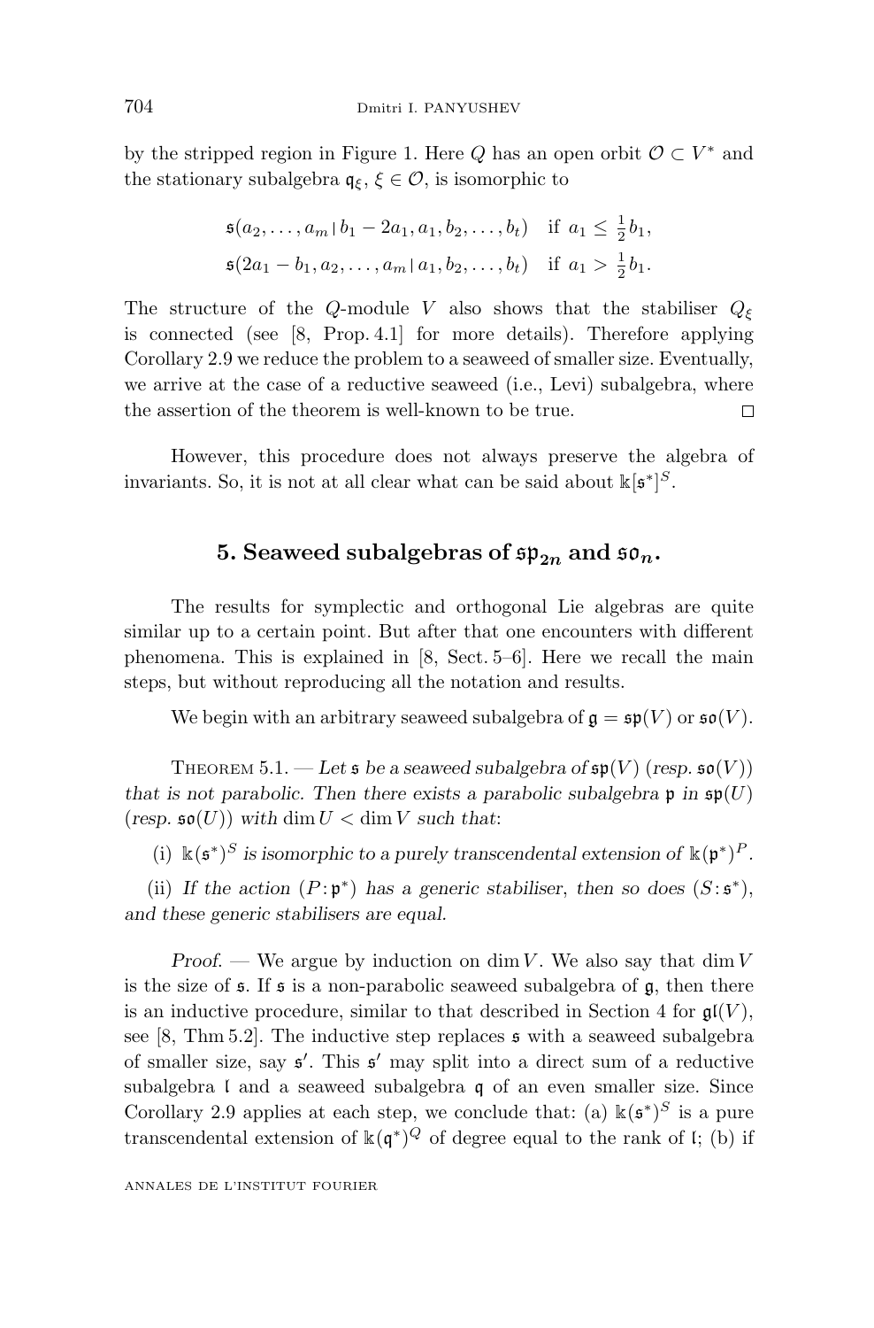by the stripped region in Figure 1. Here $Q$ has an open orbit $\mathcal{O} \subset V^*$ and the stationary subalgebra $\mathfrak{q}_\xi$, $\xi \in \mathcal{O}$, is isomorphic to

$$\begin{aligned} &\mathfrak{s}(a_2, \dots, a_m \,|\, b_1 - 2a_1, a_1, b_2, \dots, b_t) \quad \text{if } a_1 \le \tfrac{1}{2} b_1, \\ &\mathfrak{s}(2a_1 - b_1, a_2, \dots, a_m \,|\, a_1, b_2, \dots, b_t) \quad \text{if } a_1 > \tfrac{1}{2} b_1. \end{aligned}$$

The structure of the $Q$-module $V$ also shows that the stabiliser $Q_\xi$ is connected (see [8, Prop. 4.1] for more details). Therefore applying Corollary 2.9 we reduce the problem to a seaweed of smaller size. Eventually, we arrive at the case of a reductive seaweed (i.e., Levi) subalgebra, where the assertion of the theorem is well-known to be true. $\square$

However, this procedure does not always preserve the algebra of invariants. So, it is not at all clear what can be said about $\Bbbk[\mathfrak{s}^*]^S$.

## 5. Seaweed subalgebras of $\mathfrak{sp}_{2n}$ and $\mathfrak{so}_n$.

The results for symplectic and orthogonal Lie algebras are quite similar up to a certain point. But after that one encounters with different phenomena. This is explained in [8, Sect. 5–6]. Here we recall the main steps, but without reproducing all the notation and results.

We begin with an arbitrary seaweed subalgebra of $\mathfrak{g} = \mathfrak{sp}(V)$ or $\mathfrak{so}(V)$.

Theorem 5.1. — *Let $\mathfrak{s}$ be a seaweed subalgebra of $\mathfrak{sp}(V)$ (resp. $\mathfrak{so}(V)$) that is not parabolic. Then there exists a parabolic subalgebra $\mathfrak{p}$ in $\mathfrak{sp}(U)$ (resp. $\mathfrak{so}(U)$) with $\dim U < \dim V$ such that:*

(i) *$\Bbbk(\mathfrak{s}^*)^S$ is isomorphic to a purely transcendental extension of $\Bbbk(\mathfrak{p}^*)^P$.*

(ii) *If the action $(P : \mathfrak{p}^*)$ has a generic stabiliser, then so does $(S : \mathfrak{s}^*)$, and these generic stabilisers are equal.*

*Proof.* — We argue by induction on $\dim V$. We also say that $\dim V$ is the size of $\mathfrak{s}$. If $\mathfrak{s}$ is a non-parabolic seaweed subalgebra of $\mathfrak{g}$, then there is an inductive procedure, similar to that described in Section 4 for $\mathfrak{gl}(V)$, see [8, Thm 5.2]. The inductive step replaces $\mathfrak{s}$ with a seaweed subalgebra of smaller size, say $\mathfrak{s}'$. This $\mathfrak{s}'$ may split into a direct sum of a reductive subalgebra $\mathfrak{l}$ and a seaweed subalgebra $\mathfrak{q}$ of an even smaller size. Since Corollary 2.9 applies at each step, we conclude that: (a) $\Bbbk(\mathfrak{s}^*)^S$ is a pure transcendental extension of $\Bbbk(\mathfrak{q}^*)^Q$ of degree equal to the rank of $\mathfrak{l}$; (b) if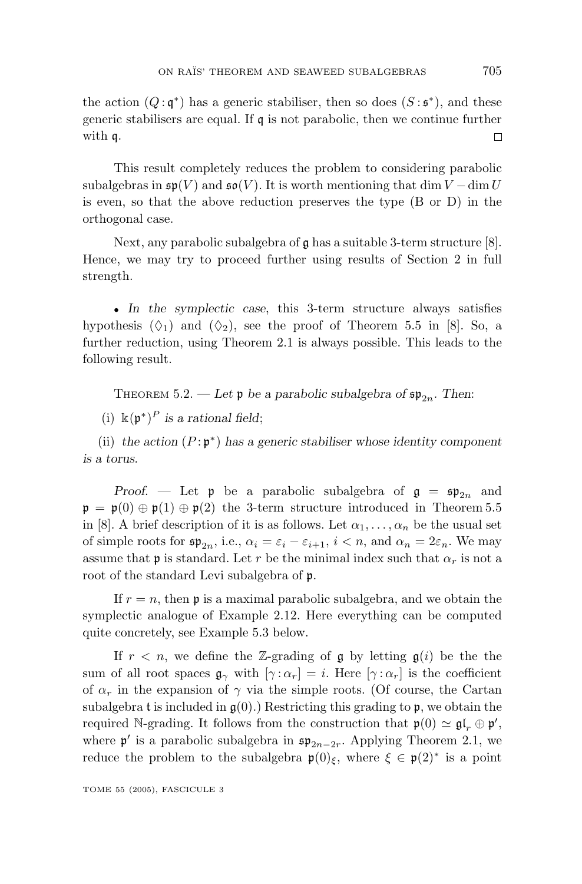the action $(Q : \mathfrak{q}^*)$ has a generic stabiliser, then so does $(S : \mathfrak{s}^*)$, and these generic stabilisers are equal. If $\mathfrak{q}$ is not parabolic, then we continue further with $\mathfrak{q}$. $\square$

This result completely reduces the problem to considering parabolic subalgebras in $\mathfrak{sp}(V)$ and $\mathfrak{so}(V)$. It is worth mentioning that $\dim V - \dim U$ is even, so that the above reduction preserves the type (B or D) in the orthogonal case.

Next, any parabolic subalgebra of $\mathfrak{g}$ has a suitable 3-term structure [8]. Hence, we may try to proceed further using results of Section 2 in full strength.

- *In the symplectic case*, this 3-term structure always satisfies hypothesis $(\Diamond_1)$ and $(\Diamond_2)$, see the proof of Theorem 5.5 in [8]. So, a further reduction, using Theorem 2.1 is always possible. This leads to the following result.

THEOREM 5.2. — *Let $\mathfrak{p}$ be a parabolic subalgebra of $\mathfrak{sp}_{2n}$. Then:*

(i) *$\Bbbk(\mathfrak{p}^*)^P$ is a rational field;*

(ii) *the action $(P : \mathfrak{p}^*)$ has a generic stabiliser whose identity component is a torus.*

*Proof.* — Let $\mathfrak{p}$ be a parabolic subalgebra of $\mathfrak{g} = \mathfrak{sp}_{2n}$ and $\mathfrak{p} = \mathfrak{p}(0) \oplus \mathfrak{p}(1) \oplus \mathfrak{p}(2)$ the 3-term structure introduced in Theorem 5.5 in [8]. A brief description of it is as follows. Let $\alpha_1, \ldots, \alpha_n$ be the usual set of simple roots for $\mathfrak{sp}_{2n}$, i.e., $\alpha_i = \varepsilon_i - \varepsilon_{i+1}$, $i < n$, and $\alpha_n = 2\varepsilon_n$. We may assume that $\mathfrak{p}$ is standard. Let $r$ be the minimal index such that $\alpha_r$ is not a root of the standard Levi subalgebra of $\mathfrak{p}$.

If $r = n$, then $\mathfrak{p}$ is a maximal parabolic subalgebra, and we obtain the symplectic analogue of Example 2.12. Here everything can be computed quite concretely, see Example 5.3 below.

If $r < n$, we define the $\mathbb{Z}$-grading of $\mathfrak{g}$ by letting $\mathfrak{g}(i)$ be the the sum of all root spaces $\mathfrak{g}_\gamma$ with $[\gamma : \alpha_r] = i$. Here $[\gamma : \alpha_r]$ is the coefficient of $\alpha_r$ in the expansion of $\gamma$ via the simple roots. (Of course, the Cartan subalgebra $\mathfrak{t}$ is included in $\mathfrak{g}(0)$.) Restricting this grading to $\mathfrak{p}$, we obtain the required $\mathbb{N}$-grading. It follows from the construction that $\mathfrak{p}(0) \simeq \mathfrak{gl}_r \oplus \mathfrak{p}'$, where $\mathfrak{p}'$ is a parabolic subalgebra in $\mathfrak{sp}_{2n-2r}$. Applying Theorem 2.1, we reduce the problem to the subalgebra $\mathfrak{p}(0)_\xi$, where $\xi \in \mathfrak{p}(2)^*$ is a point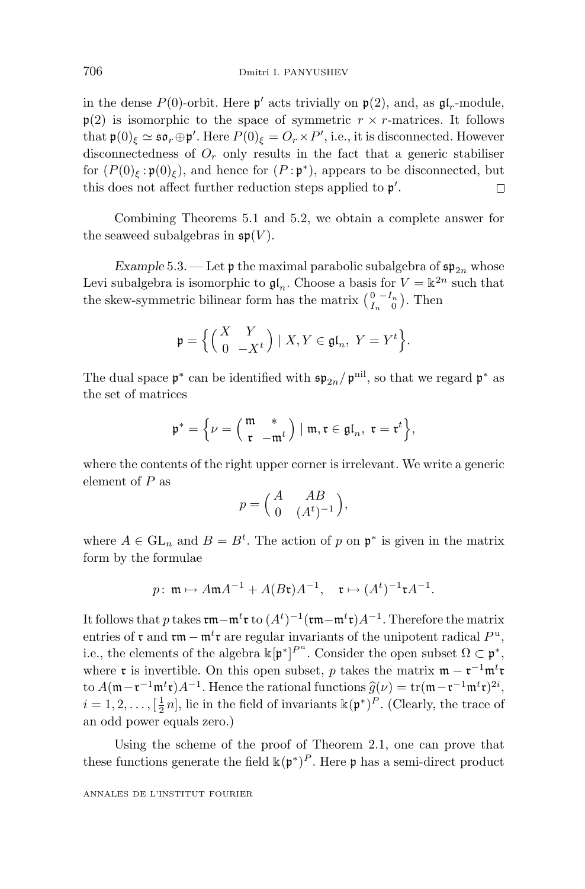in the dense $P(0)$-orbit. Here $\mathfrak{p}'$ acts trivially on $\mathfrak{p}(2)$, and, as $\mathfrak{gl}_r$-module, $\mathfrak{p}(2)$ is isomorphic to the space of symmetric $r \times r$-matrices. It follows that $\mathfrak{p}(0)_\xi \simeq \mathfrak{so}_r \oplus \mathfrak{p}'$. Here $P(0)_\xi = O_r \times P'$, i.e., it is disconnected. However disconnectedness of $O_r$ only results in the fact that a generic stabiliser for $(P(0)_\xi : \mathfrak{p}(0)_\xi)$, and hence for $(P : \mathfrak{p}^*)$, appears to be disconnected, but this does not affect further reduction steps applied to $\mathfrak{p}'$. □

Combining Theorems 5.1 and 5.2, we obtain a complete answer for the seaweed subalgebras in $\mathfrak{sp}(V)$.

*Example* 5.3. — Let $\mathfrak{p}$ the maximal parabolic subalgebra of $\mathfrak{sp}_{2n}$ whose Levi subalgebra is isomorphic to $\mathfrak{gl}_n$. Choose a basis for $V = \Bbbk^{2n}$ such that the skew-symmetric bilinear form has the matrix $\left(\begin{smallmatrix} 0 & -I_n \\ I_n & 0 \end{smallmatrix}\right)$. Then

$$\mathfrak{p} = \Big\{ \begin{pmatrix} X & Y \\ 0 & -X^t \end{pmatrix} \mid X, Y \in \mathfrak{gl}_n,\ Y = Y^t \Big\}.$$

The dual space $\mathfrak{p}^*$ can be identified with $\mathfrak{sp}_{2n}/\,\mathfrak{p}^{\rm nil}$, so that we regard $\mathfrak{p}^*$ as the set of matrices

$$\mathfrak{p}^* = \Big\{ \nu = \begin{pmatrix} \mathfrak{m} & * \\ \mathfrak{r} & -\mathfrak{m}^t \end{pmatrix} \mid \mathfrak{m}, \mathfrak{r} \in \mathfrak{gl}_n,\ \mathfrak{r} = \mathfrak{r}^t \Big\},$$

where the contents of the right upper corner is irrelevant. We write a generic element of $P$ as

$$p = \begin{pmatrix} A & AB \\ 0 & (A^t)^{-1} \end{pmatrix},$$

where $A \in \mathrm{GL}_n$ and $B = B^t$. The action of $p$ on $\mathfrak{p}^*$ is given in the matrix form by the formulae

$$p\colon\ \mathfrak{m} \mapsto A\mathfrak{m}A^{-1} + A(B\mathfrak{r})A^{-1}, \quad \mathfrak{r} \mapsto (A^t)^{-1}\mathfrak{r}A^{-1}.$$

It follows that $p$ takes $\mathfrak{r}\mathfrak{m} - \mathfrak{m}^t\mathfrak{r}$ to $(A^t)^{-1}(\mathfrak{r}\mathfrak{m} - \mathfrak{m}^t\mathfrak{r})A^{-1}$. Therefore the matrix entries of $\mathfrak{r}$ and $\mathfrak{r}\mathfrak{m} - \mathfrak{m}^t\mathfrak{r}$ are regular invariants of the unipotent radical $P^{\rm u}$, i.e., the elements of the algebra $\Bbbk[\mathfrak{p}^*]^{P^{\rm u}}$. Consider the open subset $\Omega \subset \mathfrak{p}^*$, where $\mathfrak{r}$ is invertible. On this open subset, $p$ takes the matrix $\mathfrak{m} - \mathfrak{r}^{-1}\mathfrak{m}^t\mathfrak{r}$ to $A(\mathfrak{m} - \mathfrak{r}^{-1}\mathfrak{m}^t\mathfrak{r})A^{-1}$. Hence the rational functions $\widehat{g}(\nu) = \mathrm{tr}(\mathfrak{m} - \mathfrak{r}^{-1}\mathfrak{m}^t\mathfrak{r})^{2i}$, $i = 1, 2, \ldots, [\frac{1}{2}n]$, lie in the field of invariants $\Bbbk(\mathfrak{p}^*)^P$. (Clearly, the trace of an odd power equals zero.)

Using the scheme of the proof of Theorem 2.1, one can prove that these functions generate the field $\Bbbk(\mathfrak{p}^*)^P$. Here $\mathfrak{p}$ has a semi-direct product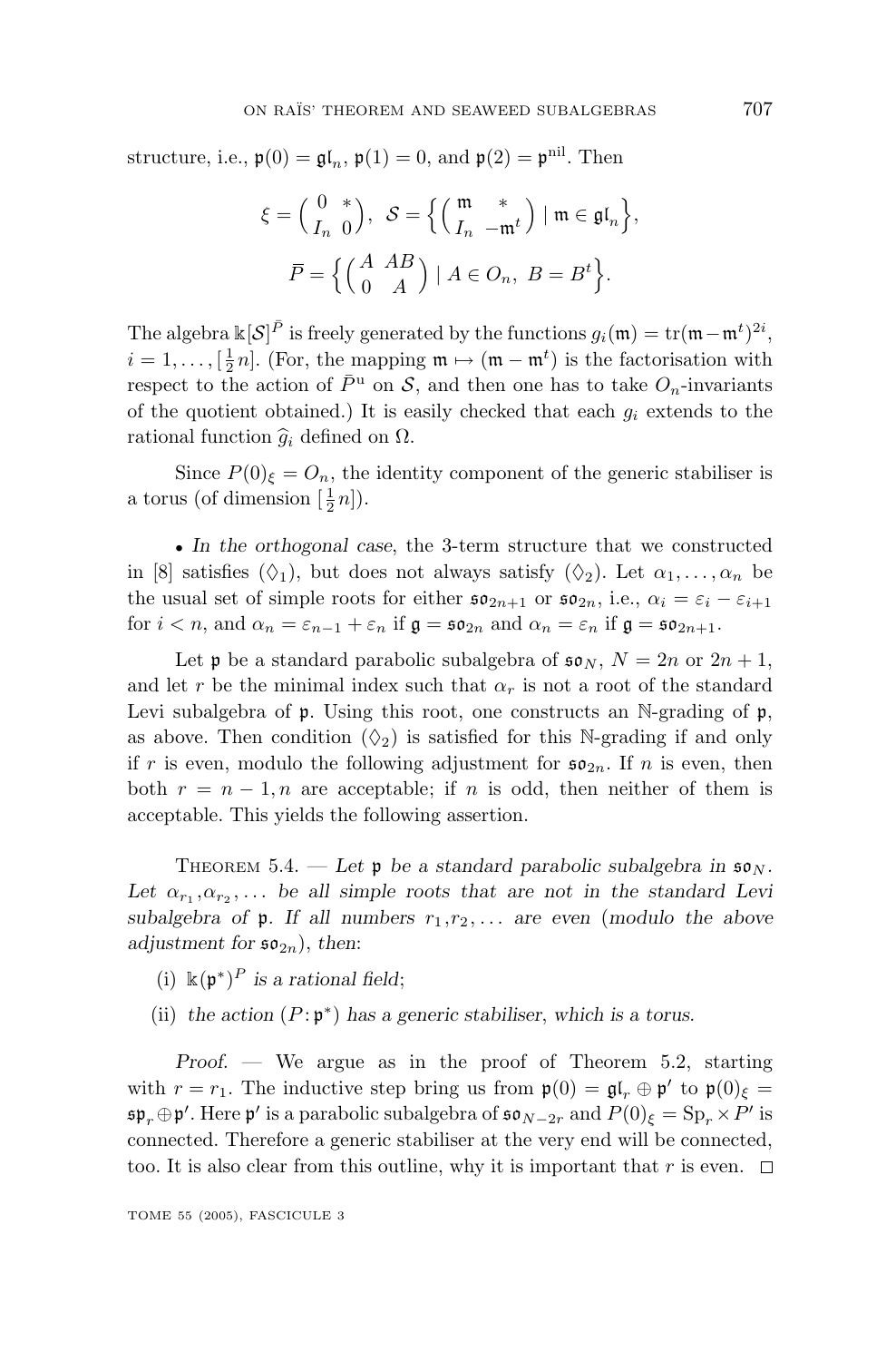structure, i.e., $\mathfrak{p}(0) = \mathfrak{gl}_n$, $\mathfrak{p}(1) = 0$, and $\mathfrak{p}(2) = \mathfrak{p}^{\rm nil}$. Then

$$\xi = \begin{pmatrix} 0 & * \\ I_n & 0 \end{pmatrix}, \ \mathcal{S} = \Big\{ \begin{pmatrix} \mathfrak{m} & * \\ I_n & -\mathfrak{m}^t \end{pmatrix} \mid \mathfrak{m} \in \mathfrak{gl}_n \Big\},$$

$$\bar{P} = \Big\{ \begin{pmatrix} A & AB \\ 0 & A \end{pmatrix} \mid A \in O_n, \ B = B^t \Big\}.$$

The algebra $\Bbbk[\mathcal{S}]^{\bar{P}}$ is freely generated by the functions $g_i(\mathfrak{m}) = \mathrm{tr}(\mathfrak{m} - \mathfrak{m}^t)^{2i}$, $i = 1, \ldots, [\frac{1}{2}n]$. (For, the mapping $\mathfrak{m} \mapsto (\mathfrak{m} - \mathfrak{m}^t)$ is the factorisation with respect to the action of $\bar{P}^{\rm u}$ on $\mathcal{S}$, and then one has to take $O_n$-invariants of the quotient obtained.) It is easily checked that each $g_i$ extends to the rational function $\widehat{g}_i$ defined on $\Omega$.

Since $P(0)_\xi = O_n$, the identity component of the generic stabiliser is a torus (of dimension $[\frac{1}{2}n]$).

• *In the orthogonal case*, the 3-term structure that we constructed in [8] satisfies $(\Diamond_1)$, but does not always satisfy $(\Diamond_2)$. Let $\alpha_1, \ldots, \alpha_n$ be the usual set of simple roots for either $\mathfrak{so}_{2n+1}$ or $\mathfrak{so}_{2n}$, i.e., $\alpha_i = \varepsilon_i - \varepsilon_{i+1}$ for $i < n$, and $\alpha_n = \varepsilon_{n-1} + \varepsilon_n$ if $\mathfrak{g} = \mathfrak{so}_{2n}$ and $\alpha_n = \varepsilon_n$ if $\mathfrak{g} = \mathfrak{so}_{2n+1}$.

Let $\mathfrak{p}$ be a standard parabolic subalgebra of $\mathfrak{so}_N$, $N = 2n$ or $2n+1$, and let $r$ be the minimal index such that $\alpha_r$ is not a root of the standard Levi subalgebra of $\mathfrak{p}$. Using this root, one constructs an $\mathbb{N}$-grading of $\mathfrak{p}$, as above. Then condition $(\Diamond_2)$ is satisfied for this $\mathbb{N}$-grading if and only if $r$ is even, modulo the following adjustment for $\mathfrak{so}_{2n}$. If $n$ is even, then both $r = n-1, n$ are acceptable; if $n$ is odd, then neither of them is acceptable. This yields the following assertion.

Theorem 5.4. — *Let $\mathfrak{p}$ be a standard parabolic subalgebra in $\mathfrak{so}_N$. Let $\alpha_{r_1}, \alpha_{r_2}, \ldots$ be all simple roots that are not in the standard Levi subalgebra of $\mathfrak{p}$. If all numbers $r_1, r_2, \ldots$ are even (modulo the above adjustment for $\mathfrak{so}_{2n}$), then:*

(i) *$\Bbbk(\mathfrak{p}^*)^P$ is a rational field;*

(ii) *the action $(P : \mathfrak{p}^*)$ has a generic stabiliser, which is a torus.*

*Proof.* — We argue as in the proof of Theorem 5.2, starting with $r = r_1$. The inductive step bring us from $\mathfrak{p}(0) = \mathfrak{gl}_r \oplus \mathfrak{p}'$ to $\mathfrak{p}(0)_\xi = \mathfrak{sp}_r \oplus \mathfrak{p}'$. Here $\mathfrak{p}'$ is a parabolic subalgebra of $\mathfrak{so}_{N-2r}$ and $P(0)_\xi = \mathrm{Sp}_r \times P'$ is connected. Therefore a generic stabiliser at the very end will be connected, too. It is also clear from this outline, why it is important that $r$ is even. □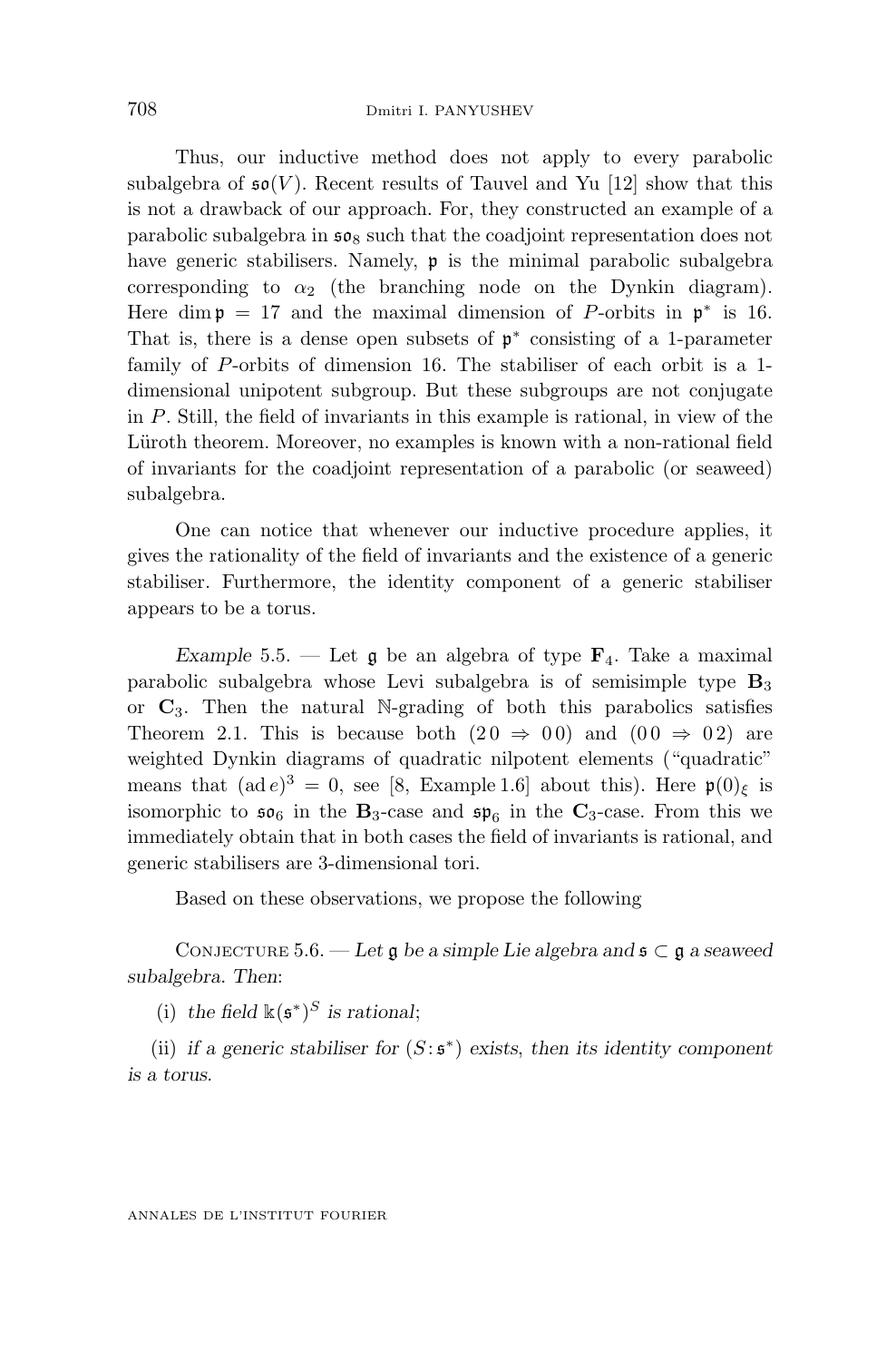Thus, our inductive method does not apply to every parabolic subalgebra of $\mathfrak{so}(V)$. Recent results of Tauvel and Yu [12] show that this is not a drawback of our approach. For, they constructed an example of a parabolic subalgebra in $\mathfrak{so}_8$ such that the coadjoint representation does not have generic stabilisers. Namely, $\mathfrak{p}$ is the minimal parabolic subalgebra corresponding to $\alpha_2$ (the branching node on the Dynkin diagram). Here $\dim\mathfrak{p} = 17$ and the maximal dimension of $P$-orbits in $\mathfrak{p}^*$ is 16. That is, there is a dense open subsets of $\mathfrak{p}^*$ consisting of a 1-parameter family of $P$-orbits of dimension 16. The stabiliser of each orbit is a 1-dimensional unipotent subgroup. But these subgroups are not conjugate in $P$. Still, the field of invariants in this example is rational, in view of the Lüroth theorem. Moreover, no examples is known with a non-rational field of invariants for the coadjoint representation of a parabolic (or seaweed) subalgebra.

One can notice that whenever our inductive procedure applies, it gives the rationality of the field of invariants and the existence of a generic stabiliser. Furthermore, the identity component of a generic stabiliser appears to be a torus.

*Example* 5.5. — Let $\mathfrak{g}$ be an algebra of type $\mathbf{F}_4$. Take a maximal parabolic subalgebra whose Levi subalgebra is of semisimple type $\mathbf{B}_3$ or $\mathbf{C}_3$. Then the natural $\mathbb{N}$-grading of both this parabolics satisfies Theorem 2.1. This is because both $(2\,0 \Rightarrow 0\,0)$ and $(0\,0 \Rightarrow 0\,2)$ are weighted Dynkin diagrams of quadratic nilpotent elements ("quadratic" means that $(\operatorname{ad} e)^3 = 0$, see [8, Example 1.6] about this). Here $\mathfrak{p}(0)_\xi$ is isomorphic to $\mathfrak{so}_6$ in the $\mathbf{B}_3$-case and $\mathfrak{sp}_6$ in the $\mathbf{C}_3$-case. From this we immediately obtain that in both cases the field of invariants is rational, and generic stabilisers are 3-dimensional tori.

Based on these observations, we propose the following

Conjecture 5.6. — *Let $\mathfrak{g}$ be a simple Lie algebra and $\mathfrak{s} \subset \mathfrak{g}$ a seaweed subalgebra. Then*:

(i) *the field $\Bbbk(\mathfrak{s}^*)^S$ is rational*;

(ii) *if a generic stabiliser for $(S : \mathfrak{s}^*)$ exists, then its identity component is a torus.*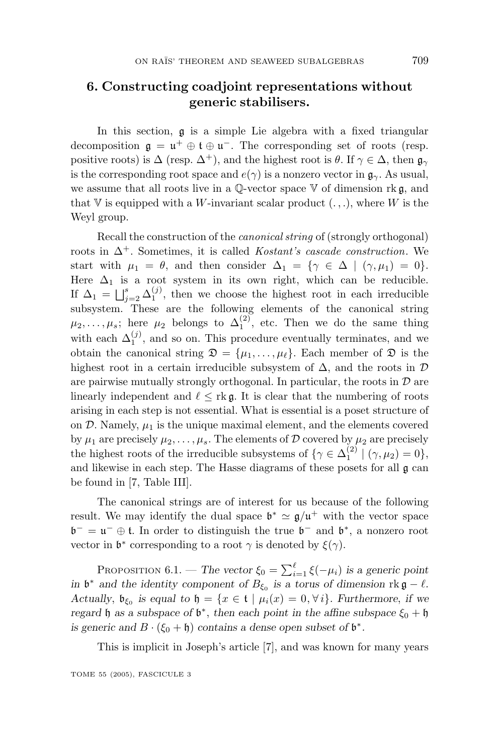## 6. Constructing coadjoint representations without generic stabilisers.

In this section, $\mathfrak{g}$ is a simple Lie algebra with a fixed triangular decomposition $\mathfrak{g} = \mathfrak{u}^+ \oplus \mathfrak{t} \oplus \mathfrak{u}^-$. The corresponding set of roots (resp. positive roots) is $\Delta$ (resp. $\Delta^+$), and the highest root is $\theta$. If $\gamma \in \Delta$, then $\mathfrak{g}_\gamma$ is the corresponding root space and $e(\gamma)$ is a nonzero vector in $\mathfrak{g}_\gamma$. As usual, we assume that all roots live in a $\mathbb{Q}$-vector space $\mathbb{V}$ of dimension $\operatorname{rk}\mathfrak{g}$, and that $\mathbb{V}$ is equipped with a $W$-invariant scalar product $(\,.\,,.)$, where $W$ is the Weyl group.

Recall the construction of the *canonical string* of (strongly orthogonal) roots in $\Delta^+$. Sometimes, it is called *Kostant's cascade construction*. We start with $\mu_1 = \theta$, and then consider $\Delta_1 = \{\gamma \in \Delta \mid (\gamma, \mu_1) = 0\}$. Here $\Delta_1$ is a root system in its own right, which can be reducible. If $\Delta_1 = \bigsqcup_{j=2}^{s} \Delta_1^{(j)}$, then we choose the highest root in each irreducible subsystem. These are the following elements of the canonical string $\mu_2, \ldots, \mu_s$; here $\mu_2$ belongs to $\Delta_1^{(2)}$, etc. Then we do the same thing with each $\Delta_1^{(j)}$, and so on. This procedure eventually terminates, and we obtain the canonical string $\mathfrak{D} = \{\mu_1, \ldots, \mu_\ell\}$. Each member of $\mathfrak{D}$ is the highest root in a certain irreducible subsystem of $\Delta$, and the roots in $\mathcal{D}$ are pairwise mutually strongly orthogonal. In particular, the roots in $\mathcal{D}$ are linearly independent and $\ell \le \operatorname{rk}\mathfrak{g}$. It is clear that the numbering of roots arising in each step is not essential. What is essential is a poset structure of on $\mathcal{D}$. Namely, $\mu_1$ is the unique maximal element, and the elements covered by $\mu_1$ are precisely $\mu_2, \ldots, \mu_s$. The elements of $\mathcal{D}$ covered by $\mu_2$ are precisely the highest roots of the irreducible subsystems of $\{\gamma \in \Delta_1^{(2)} \mid (\gamma, \mu_2) = 0\}$, and likewise in each step. The Hasse diagrams of these posets for all $\mathfrak{g}$ can be found in [7, Table III].

The canonical strings are of interest for us because of the following result. We may identify the dual space $\mathfrak{b}^* \simeq \mathfrak{g}/\mathfrak{u}^+$ with the vector space $\mathfrak{b}^- = \mathfrak{u}^- \oplus \mathfrak{t}$. In order to distinguish the true $\mathfrak{b}^-$ and $\mathfrak{b}^*$, a nonzero root vector in $\mathfrak{b}^*$ corresponding to a root $\gamma$ is denoted by $\xi(\gamma)$.

Proposition 6.1. — *The vector $\xi_0 = \sum_{i=1}^{\ell} \xi(-\mu_i)$ is a generic point in $\mathfrak{b}^*$ and the identity component of $B_{\xi_0}$ is a torus of dimension $\operatorname{rk}\mathfrak{g} - \ell$. Actually, $\mathfrak{b}_{\xi_0}$ is equal to $\mathfrak{h} = \{x \in \mathfrak{t} \mid \mu_i(x) = 0, \forall\, i\}$. Furthermore, if we regard $\mathfrak{h}$ as a subspace of $\mathfrak{b}^*$, then each point in the affine subspace $\xi_0 + \mathfrak{h}$ is generic and $B \cdot (\xi_0 + \mathfrak{h})$ contains a dense open subset of $\mathfrak{b}^*$.*

This is implicit in Joseph's article [7], and was known for many years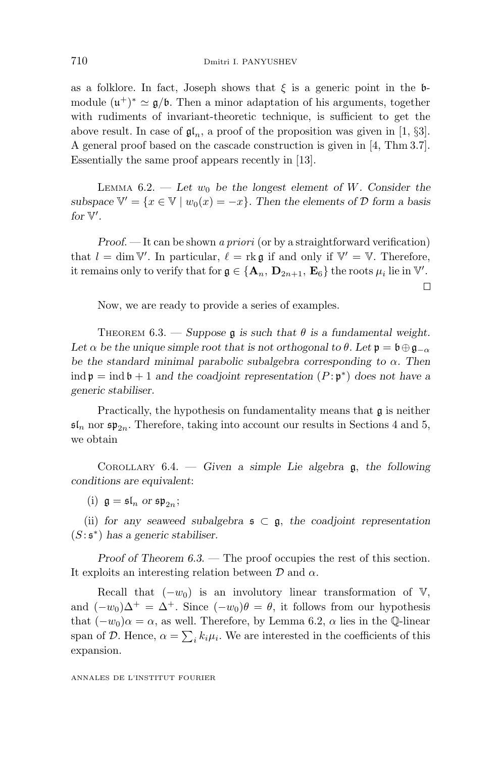as a folklore. In fact, Joseph shows that $\xi$ is a generic point in the $\mathfrak{b}$-module $(\mathfrak{u}^+)^* \simeq \mathfrak{g}/\mathfrak{b}$. Then a minor adaptation of his arguments, together with rudiments of invariant-theoretic technique, is sufficient to get the above result. In case of $\mathfrak{gl}_n$, a proof of the proposition was given in [1, §3]. A general proof based on the cascade construction is given in [4, Thm 3.7]. Essentially the same proof appears recently in [13].

Lemma 6.2. — *Let $w_0$ be the longest element of $W$. Consider the subspace $\mathbb{V}' = \{x \in \mathbb{V} \mid w_0(x) = -x\}$. Then the elements of $\mathcal{D}$ form a basis for $\mathbb{V}'$.*

*Proof.* — It can be shown *a priori* (or by a straightforward verification) that $l = \dim \mathbb{V}'$. In particular, $\ell = \operatorname{rk} \mathfrak{g}$ if and only if $\mathbb{V}' = \mathbb{V}$. Therefore, it remains only to verify that for $\mathfrak{g} \in \{\mathbf{A}_n, \mathbf{D}_{2n+1}, \mathbf{E}_6\}$ the roots $\mu_i$ lie in $\mathbb{V}'$. □

Now, we are ready to provide a series of examples.

Theorem 6.3. — *Suppose $\mathfrak{g}$ is such that $\theta$ is a fundamental weight. Let $\alpha$ be the unique simple root that is not orthogonal to $\theta$. Let $\mathfrak{p} = \mathfrak{b} \oplus \mathfrak{g}_{-\alpha}$ be the standard minimal parabolic subalgebra corresponding to $\alpha$. Then $\operatorname{ind} \mathfrak{p} = \operatorname{ind} \mathfrak{b} + 1$ and the coadjoint representation $(P : \mathfrak{p}^*)$ does not have a generic stabiliser.*

Practically, the hypothesis on fundamentality means that $\mathfrak{g}$ is neither $\mathfrak{sl}_n$ nor $\mathfrak{sp}_{2n}$. Therefore, taking into account our results in Sections 4 and 5, we obtain

Corollary 6.4. — *Given a simple Lie algebra $\mathfrak{g}$, the following conditions are equivalent:*

(i) $\mathfrak{g} = \mathfrak{sl}_n$ *or* $\mathfrak{sp}_{2n}$;

(ii) *for any seaweed subalgebra $\mathfrak{s} \subset \mathfrak{g}$, the coadjoint representation $(S : \mathfrak{s}^*)$ has a generic stabiliser.*

*Proof of Theorem 6.3.* — The proof occupies the rest of this section. It exploits an interesting relation between $\mathcal{D}$ and $\alpha$.

Recall that $(-w_0)$ is an involutory linear transformation of $\mathbb{V}$, and $(-w_0)\Delta^+ = \Delta^+$. Since $(-w_0)\theta = \theta$, it follows from our hypothesis that $(-w_0)\alpha = \alpha$, as well. Therefore, by Lemma 6.2, $\alpha$ lies in the $\mathbb{Q}$-linear span of $\mathcal{D}$. Hence, $\alpha = \sum_i k_i \mu_i$. We are interested in the coefficients of this expansion.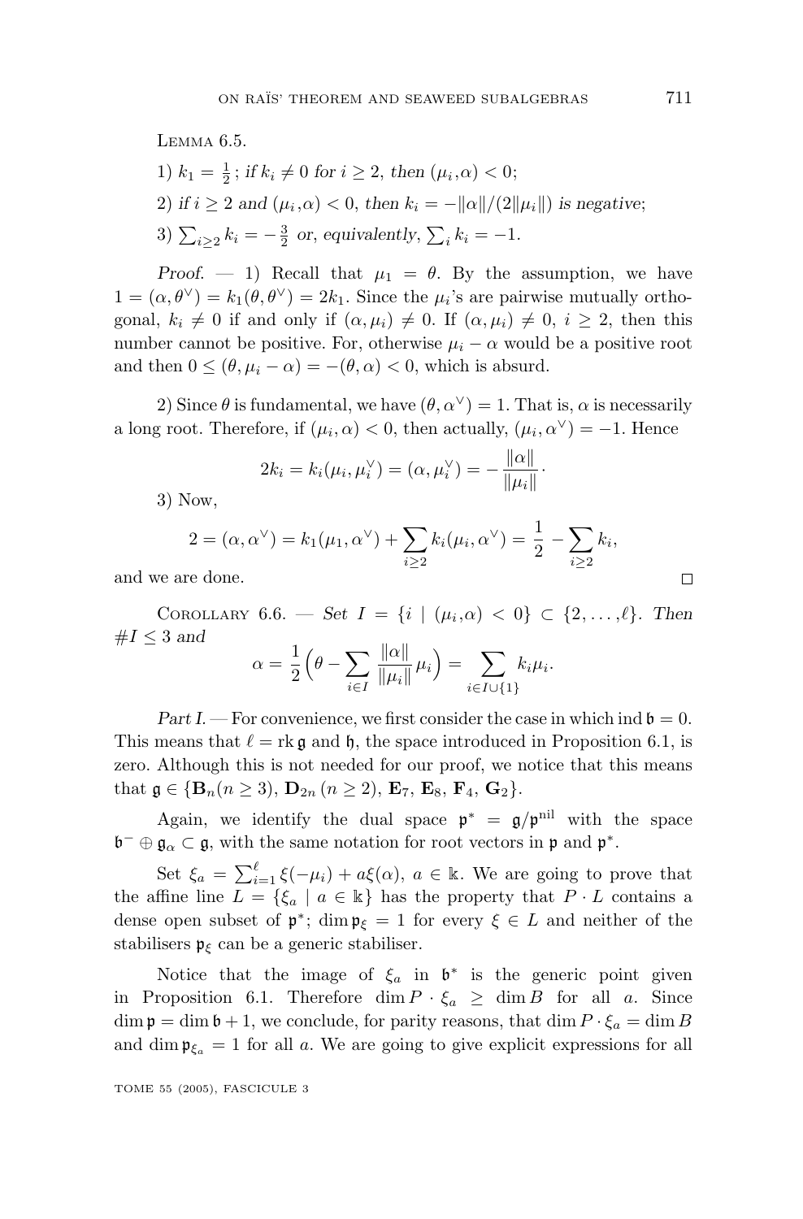Lemma 6.5.

1) $k_1 = \frac{1}{2}$ ; *if* $k_i \neq 0$ *for* $i \geq 2$, *then* $(\mu_i, \alpha) < 0$;

2) *if* $i \geq 2$ *and* $(\mu_i, \alpha) < 0$, *then* $k_i = -\|\alpha\|/(2\|\mu_i\|)$ *is negative*;

3) $\sum_{i \geq 2} k_i = -\frac{3}{2}$ *or, equivalently*, $\sum_i k_i = -1$.

*Proof*. — 1) Recall that $\mu_1 = \theta$. By the assumption, we have $1 = (\alpha, \theta^\vee) = k_1(\theta, \theta^\vee) = 2k_1$. Since the $\mu_i$'s are pairwise mutually orthogonal, $k_i \neq 0$ if and only if $(\alpha, \mu_i) \neq 0$. If $(\alpha, \mu_i) \neq 0$, $i \geq 2$, then this number cannot be positive. For, otherwise $\mu_i - \alpha$ would be a positive root and then $0 \leq (\theta, \mu_i - \alpha) = -(\theta, \alpha) < 0$, which is absurd.

2) Since $\theta$ is fundamental, we have $(\theta, \alpha^\vee) = 1$. That is, $\alpha$ is necessarily a long root. Therefore, if $(\mu_i, \alpha) < 0$, then actually, $(\mu_i, \alpha^\vee) = -1$. Hence

$$2k_i = k_i(\mu_i, \mu_i^\vee) = (\alpha, \mu_i^\vee) = -\frac{\|\alpha\|}{\|\mu_i\|} \cdot$$

3) Now,

$$2 = (\alpha, \alpha^\vee) = k_1(\mu_1, \alpha^\vee) + \sum_{i \geq 2} k_i(\mu_i, \alpha^\vee) = \frac{1}{2} - \sum_{i \geq 2} k_i,$$

and we are done. □

Corollary 6.6. — *Set* $I = \{i \mid (\mu_i, \alpha) < 0\} \subset \{2, \ldots, \ell\}$. *Then* $\#I \leq 3$ *and*

$$\alpha = \frac{1}{2}\Big(\theta - \sum_{i \in I} \frac{\|\alpha\|}{\|\mu_i\|}\mu_i\Big) = \sum_{i \in I \cup \{1\}} k_i \mu_i.$$

*Part I*. — For convenience, we first consider the case in which $\operatorname{ind} \mathfrak{b} = 0$. This means that $\ell = \operatorname{rk} \mathfrak{g}$ and $\mathfrak{h}$, the space introduced in Proposition 6.1, is zero. Although this is not needed for our proof, we notice that this means that $\mathfrak{g} \in \{\mathbf{B}_n (n \geq 3), \mathbf{D}_{2n}\ (n \geq 2), \mathbf{E}_7, \mathbf{E}_8, \mathbf{F}_4, \mathbf{G}_2\}$.

Again, we identify the dual space $\mathfrak{p}^* = \mathfrak{g}/\mathfrak{p}^{\rm nil}$ with the space $\mathfrak{b}^- \oplus \mathfrak{g}_\alpha \subset \mathfrak{g}$, with the same notation for root vectors in $\mathfrak{p}$ and $\mathfrak{p}^*$.

Set $\xi_a = \sum_{i=1}^{\ell} \xi(-\mu_i) + a\xi(\alpha)$, $a \in \Bbbk$. We are going to prove that the affine line $L = \{\xi_a \mid a \in \Bbbk\}$ has the property that $P \cdot L$ contains a dense open subset of $\mathfrak{p}^*$; $\dim \mathfrak{p}_\xi = 1$ for every $\xi \in L$ and neither of the stabilisers $\mathfrak{p}_\xi$ can be a generic stabiliser.

Notice that the image of $\xi_a$ in $\mathfrak{b}^*$ is the generic point given in Proposition 6.1. Therefore $\dim P \cdot \xi_a \geq \dim B$ for all $a$. Since $\dim \mathfrak{p} = \dim \mathfrak{b} + 1$, we conclude, for parity reasons, that $\dim P \cdot \xi_a = \dim B$ and $\dim \mathfrak{p}_{\xi_a} = 1$ for all $a$. We are going to give explicit expressions for all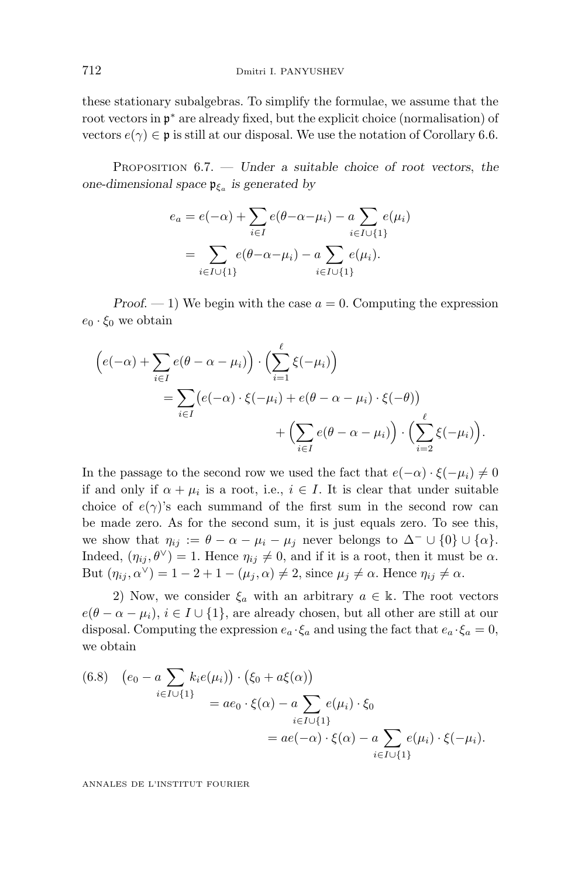these stationary subalgebras. To simplify the formulae, we assume that the root vectors in $\mathfrak{p}^*$ are already fixed, but the explicit choice (normalisation) of vectors $e(\gamma)\in\mathfrak{p}$ is still at our disposal. We use the notation of Corollary 6.6.

Proposition 6.7. — *Under a suitable choice of root vectors, the one-dimensional space $\mathfrak{p}_{\xi_a}$ is generated by*

$$\begin{aligned} e_a &= e(-\alpha)+\sum_{i\in I} e(\theta-\alpha-\mu_i) - a\sum_{i\in I\cup\{1\}} e(\mu_i)\\ &= \sum_{i\in I\cup\{1\}} e(\theta-\alpha-\mu_i) - a\sum_{i\in I\cup\{1\}} e(\mu_i). \end{aligned}$$

*Proof*. — 1) We begin with the case $a=0$. Computing the expression $e_0\cdot\xi_0$ we obtain

$$\begin{aligned} \Big(e(-\alpha)+\sum_{i\in I} e(\theta-\alpha-\mu_i)\Big)\cdot\Big(\sum_{i=1}^{\ell}\xi(-\mu_i)\Big)\qquad&\\ =\sum_{i\in I}\big(e(-\alpha)\cdot\xi(-\mu_i)+e(\theta-\alpha-\mu_i)\cdot\xi(-\theta)\big)&\\ +\Big(\sum_{i\in I} e(\theta-\alpha-\mu_i)\Big)\cdot\Big(\sum_{i=2}^{\ell}\xi(-\mu_i)\Big).& \end{aligned}$$

In the passage to the second row we used the fact that $e(-\alpha)\cdot\xi(-\mu_i)\neq 0$ if and only if $\alpha+\mu_i$ is a root, i.e., $i\in I$. It is clear that under suitable choice of $e(\gamma)$'s each summand of the first sum in the second row can be made zero. As for the second sum, it is just equals zero. To see this, we show that $\eta_{ij}:=\theta-\alpha-\mu_i-\mu_j$ never belongs to $\Delta^-\cup\{0\}\cup\{\alpha\}$. Indeed, $(\eta_{ij},\theta^\vee)=1$. Hence $\eta_{ij}\neq 0$, and if it is a root, then it must be $\alpha$. But $(\eta_{ij},\alpha^\vee)=1-2+1-(\mu_j,\alpha)\neq 2$, since $\mu_j\neq\alpha$. Hence $\eta_{ij}\neq\alpha$.

2) Now, we consider $\xi_a$ with an arbitrary $a\in\Bbbk$. The root vectors $e(\theta-\alpha-\mu_i)$, $i\in I\cup\{1\}$, are already chosen, but all other are still at our disposal. Computing the expression $e_a\cdot\xi_a$ and using the fact that $e_a\cdot\xi_a=0$, we obtain

$$\begin{aligned} (6.8)\quad \big(e_0-a\sum_{i\in I\cup\{1\}} k_i e(\mu_i)\big)\cdot\big(\xi_0+a\xi(\alpha)\big)&\\ = ae_0\cdot\xi(\alpha)-a\sum_{i\in I\cup\{1\}} e(\mu_i)\cdot\xi_0&\\ = ae(-\alpha)\cdot\xi(\alpha)-a\sum_{i\in I\cup\{1\}} e(\mu_i)\cdot\xi(-\mu_i).& \end{aligned}$$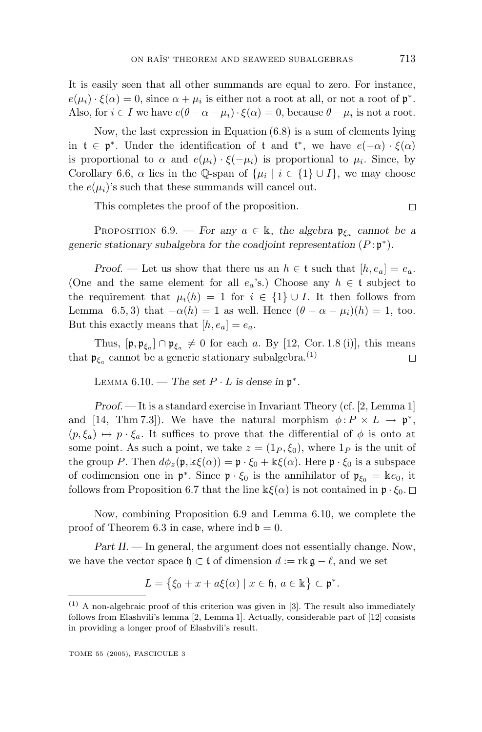It is easily seen that all other summands are equal to zero. For instance, $e(\mu_i) \cdot \xi(\alpha) = 0$, since $\alpha + \mu_i$ is either not a root at all, or not a root of $\mathfrak{p}^*$. Also, for $i \in I$ we have $e(\theta - \alpha - \mu_i) \cdot \xi(\alpha) = 0$, because $\theta - \mu_i$ is not a root.

Now, the last expression in Equation (6.8) is a sum of elements lying in $\mathfrak{t} \in \mathfrak{p}^*$. Under the identification of $\mathfrak{t}$ and $\mathfrak{t}^*$, we have $e(-\alpha) \cdot \xi(\alpha)$ is proportional to $\alpha$ and $e(\mu_i) \cdot \xi(-\mu_i)$ is proportional to $\mu_i$. Since, by Corollary 6.6, $\alpha$ lies in the $\mathbb{Q}$-span of $\{\mu_i \mid i \in \{1\} \cup I\}$, we may choose the $e(\mu_i)$'s such that these summands will cancel out.

This completes the proof of the proposition. □

Proposition 6.9. — *For any $a \in \Bbbk$, the algebra $\mathfrak{p}_{\xi_a}$ cannot be a generic stationary subalgebra for the coadjoint representation $(P \colon \mathfrak{p}^*)$.*

*Proof.* — Let us show that there us an $h \in \mathfrak{t}$ such that $[h, e_a] = e_a$. (One and the same element for all $e_a$'s.) Choose any $h \in \mathfrak{t}$ subject to the requirement that $\mu_i(h) = 1$ for $i \in \{1\} \cup I$. It then follows from Lemma 6.5, 3) that $-\alpha(h) = 1$ as well. Hence $(\theta - \alpha - \mu_i)(h) = 1$, too. But this exactly means that $[h, e_a] = e_a$.

Thus, $[\mathfrak{p}, \mathfrak{p}_{\xi_a}] \cap \mathfrak{p}_{\xi_a} \neq 0$ for each $a$. By [12, Cor. 1.8 (i)], this means that $\mathfrak{p}_{\xi_a}$ cannot be a generic stationary subalgebra.(1) □

Lemma 6.10. — *The set $P \cdot L$ is dense in $\mathfrak{p}^*$.*

*Proof.* — It is a standard exercise in Invariant Theory (cf. [2, Lemma 1] and [14, Thm 7.3]). We have the natural morphism $\phi \colon P \times L \to \mathfrak{p}^*$, $(p, \xi_a) \mapsto p \cdot \xi_a$. It suffices to prove that the differential of $\phi$ is onto at some point. As such a point, we take $z = (1_P, \xi_0)$, where $1_P$ is the unit of the group $P$. Then $d\phi_z(\mathfrak{p}, \Bbbk\xi(\alpha)) = \mathfrak{p} \cdot \xi_0 + \Bbbk\xi(\alpha)$. Here $\mathfrak{p} \cdot \xi_0$ is a subspace of codimension one in $\mathfrak{p}^*$. Since $\mathfrak{p} \cdot \xi_0$ is the annihilator of $\mathfrak{p}_{\xi_0} = \Bbbk e_0$, it follows from Proposition 6.7 that the line $\Bbbk\xi(\alpha)$ is not contained in $\mathfrak{p} \cdot \xi_0$. □

Now, combining Proposition 6.9 and Lemma 6.10, we complete the proof of Theorem 6.3 in case, where $\operatorname{ind} \mathfrak{b} = 0$.

*Part II.* — In general, the argument does not essentially change. Now, we have the vector space $\mathfrak{h} \subset \mathfrak{t}$ of dimension $d := \operatorname{rk} \mathfrak{g} - \ell$, and we set

$$L = \{\xi_0 + x + a\xi(\alpha) \mid x \in \mathfrak{h},\, a \in \Bbbk\} \subset \mathfrak{p}^*.$$

(1) A non-algebraic proof of this criterion was given in [3]. The result also immediately follows from Elashvili's lemma [2, Lemma 1]. Actually, considerable part of [12] consists in providing a longer proof of Elashvili's result.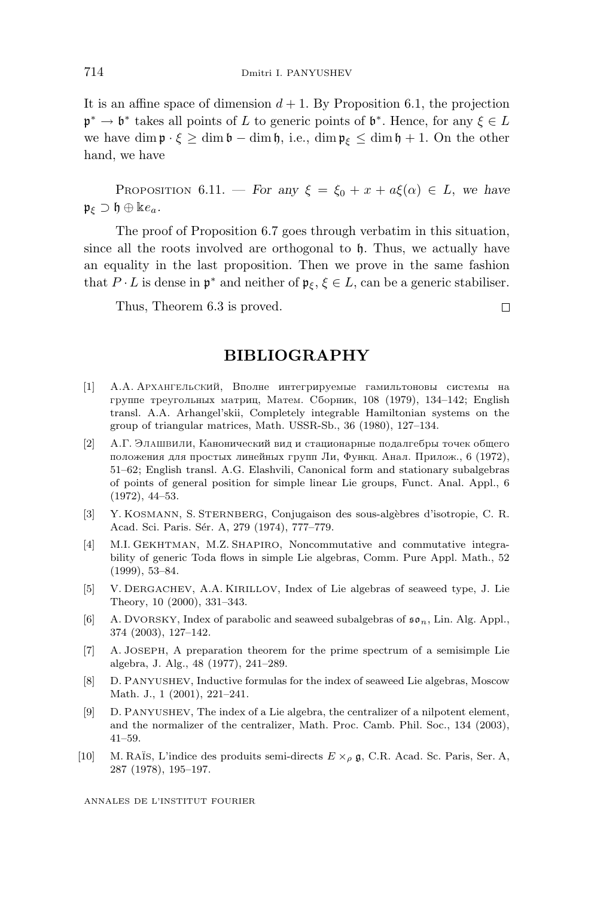It is an affine space of dimension $d+1$. By Proposition 6.1, the projection $\mathfrak{p}^* \to \mathfrak{b}^*$ takes all points of $L$ to generic points of $\mathfrak{b}^*$. Hence, for any $\xi \in L$ we have $\dim \mathfrak{p}\cdot\xi \geq \dim \mathfrak{b} - \dim \mathfrak{h}$, i.e., $\dim \mathfrak{p}_\xi \leq \dim \mathfrak{h} + 1$. On the other hand, we have

Proposition 6.11. — *For any $\xi = \xi_0 + x + a\xi(\alpha) \in L$, we have $\mathfrak{p}_\xi \supset \mathfrak{h} \oplus \Bbbk e_a$.*

The proof of Proposition 6.7 goes through verbatim in this situation, since all the roots involved are orthogonal to $\mathfrak{h}$. Thus, we actually have an equality in the last proposition. Then we prove in the same fashion that $P\cdot L$ is dense in $\mathfrak{p}^*$ and neither of $\mathfrak{p}_\xi$, $\xi \in L$, can be a generic stabiliser.

Thus, Theorem 6.3 is proved. □

# BIBLIOGRAPHY

[1] А.А. Архангельский, Вполне интегрируемые гамильтоновы системы на группе треугольных матриц, Матем. Сборник, 108 (1979), 134–142; English transl. A.A. Arhangel'skii, Completely integrable Hamiltonian systems on the group of triangular matrices, Math. USSR-Sb., 36 (1980), 127–134.

[2] А.Г. Элашвили, Канонический вид и стационарные подалгебры точек общего положения для простых линейных групп Ли, Функц. Анал. Прилож., 6 (1972), 51–62; English transl. A.G. Elashvili, Canonical form and stationary subalgebras of points of general position for simple linear Lie groups, Funct. Anal. Appl., 6 (1972), 44–53.

[3] Y. Kosmann, S. Sternberg, Conjugaison des sous-algèbres d'isotropie, C. R. Acad. Sci. Paris. Sér. A, 279 (1974), 777–779.

[4] M.I. Gekhtman, M.Z. Shapiro, Noncommutative and commutative integrability of generic Toda flows in simple Lie algebras, Comm. Pure Appl. Math., 52 (1999), 53–84.

[5] V. Dergachev, A.A. Kirillov, Index of Lie algebras of seaweed type, J. Lie Theory, 10 (2000), 331–343.

[6] A. Dvorsky, Index of parabolic and seaweed subalgebras of $\mathfrak{so}_n$, Lin. Alg. Appl., 374 (2003), 127–142.

[7] A. Joseph, A preparation theorem for the prime spectrum of a semisimple Lie algebra, J. Alg., 48 (1977), 241–289.

[8] D. Panyushev, Inductive formulas for the index of seaweed Lie algebras, Moscow Math. J., 1 (2001), 221–241.

[9] D. Panyushev, The index of a Lie algebra, the centralizer of a nilpotent element, and the normalizer of the centralizer, Math. Proc. Camb. Phil. Soc., 134 (2003), 41–59.

[10] M. Raïs, L'indice des produits semi-directs $E \times_\rho \mathfrak{g}$, C.R. Acad. Sc. Paris, Ser. A, 287 (1978), 195–197.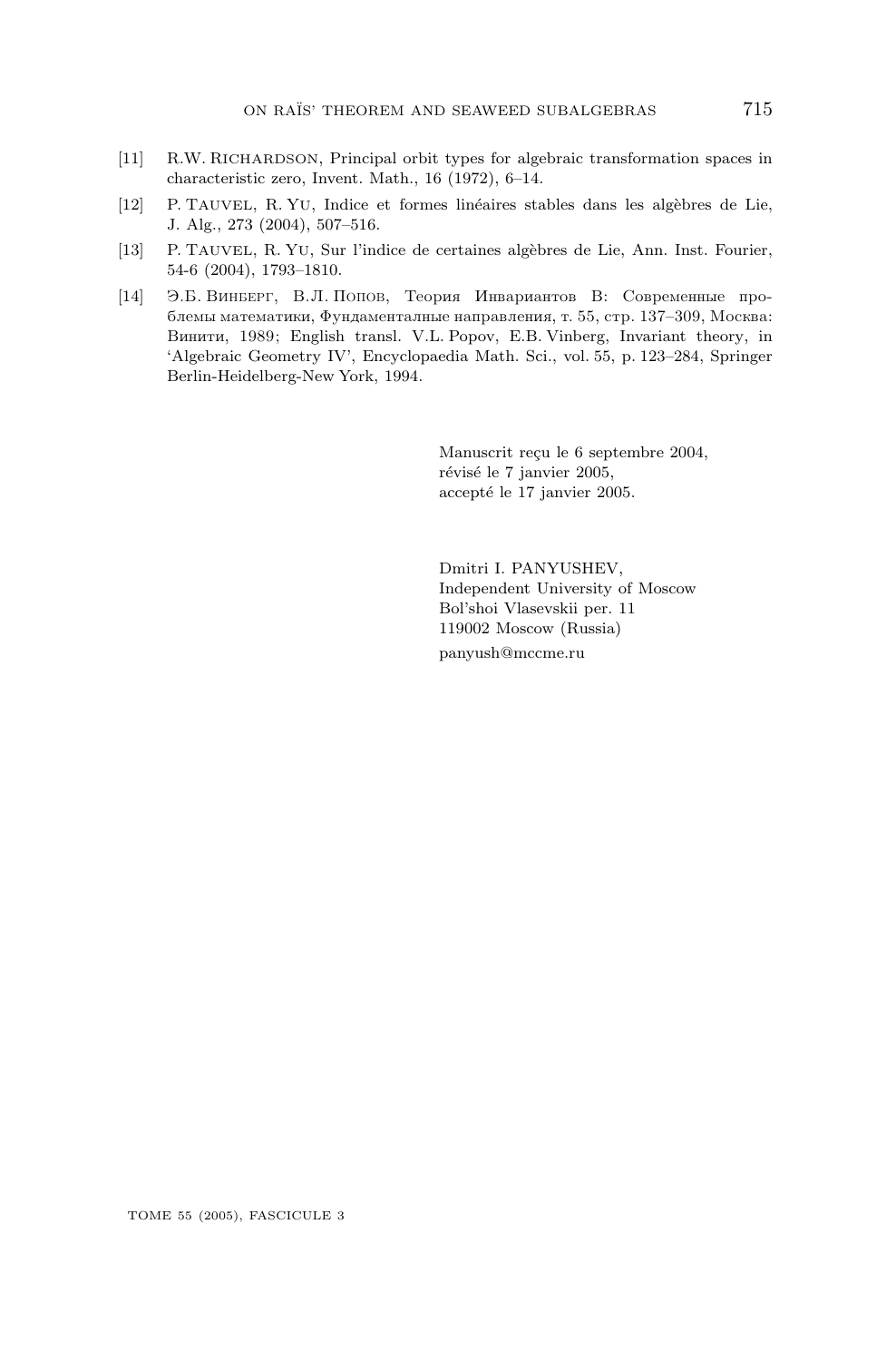[11] R.W. Richardson, Principal orbit types for algebraic transformation spaces in characteristic zero, Invent. Math., 16 (1972), 6–14.

[12] P. Tauvel, R. Yu, Indice et formes linéaires stables dans les algèbres de Lie, J. Alg., 273 (2004), 507–516.

[13] P. Tauvel, R. Yu, Sur l'indice de certaines algèbres de Lie, Ann. Inst. Fourier, 54-6 (2004), 1793–1810.

[14] Э.Б. Винберг, В.Л. Попов, Теория Инвариантов В: Современные проблемы математики, Фундаменталные направления, т. 55, стр. 137–309, Москва: Винити, 1989; English transl. V.L. Popov, E.B. Vinberg, Invariant theory, in 'Algebraic Geometry IV', Encyclopaedia Math. Sci., vol. 55, p. 123–284, Springer Berlin-Heidelberg-New York, 1994.

Manuscrit reçu le 6 septembre 2004,
révisé le 7 janvier 2005,
accepté le 17 janvier 2005.

Dmitri I. PANYUSHEV,
Independent University of Moscow
Bol'shoi Vlasevskii per. 11
119002 Moscow (Russia)
panyush@mccme.ru